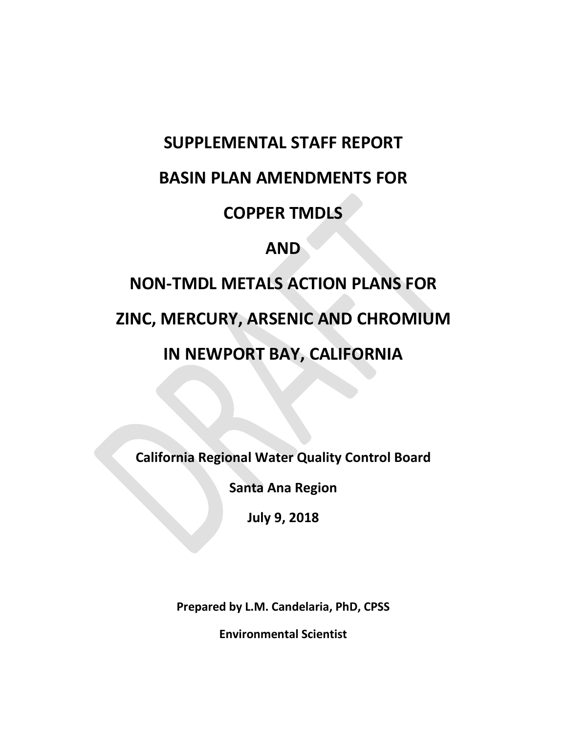# SUPPLEMENTAL STAFF REPORT

# BASIN PLAN AMENDMENTS FOR

# COPPER TMDLS

# AND

# NON-TMDL METALS ACTION PLANS FOR

# ZINC, MERCURY, ARSENIC AND CHROMIUM

# IN NEWPORT BAY, CALIFORNIA

**California Regional Water Quality Control Board**

**Santa Ana Region**

**July 9, 2018**

**Prepared by L.M. Candelaria, PhD, CPSS**

**Environmental Scientist**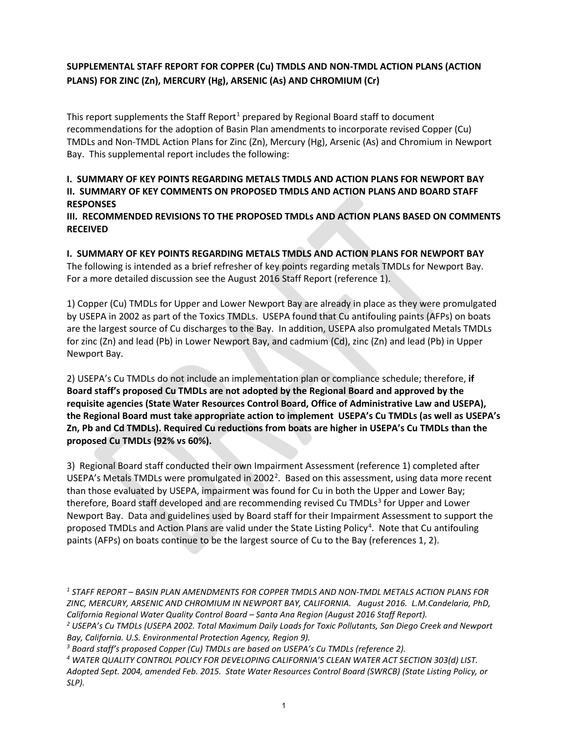**SUPPLEMENTAL STAFF REPORT FOR COPPER (Cu) TMDLS AND NON-TMDL ACTION PLANS (ACTION PLANS) FOR ZINC (Zn), MERCURY (Hg), ARSENIC (As) AND CHROMIUM (Cr)**

This report supplements the Staff Report[1] prepared by Regional Board staff to document recommendations for the adoption of Basin Plan amendments to incorporate revised Copper (Cu) TMDLs and Non-TMDL Action Plans for Zinc (Zn), Mercury (Hg), Arsenic (As) and Chromium in Newport Bay. This supplemental report includes the following:

**I. SUMMARY OF KEY POINTS REGARDING METALS TMDLS AND ACTION PLANS FOR NEWPORT BAY**
**II. SUMMARY OF KEY COMMENTS ON PROPOSED TMDLS AND ACTION PLANS AND BOARD STAFF RESPONSES**
**III. RECOMMENDED REVISIONS TO THE PROPOSED TMDLs AND ACTION PLANS BASED ON COMMENTS RECEIVED**

**I. SUMMARY OF KEY POINTS REGARDING METALS TMDLS AND ACTION PLANS FOR NEWPORT BAY**
The following is intended as a brief refresher of key points regarding metals TMDLs for Newport Bay. For a more detailed discussion see the August 2016 Staff Report (reference 1).

1) Copper (Cu) TMDLs for Upper and Lower Newport Bay are already in place as they were promulgated by USEPA in 2002 as part of the Toxics TMDLs. USEPA found that Cu antifouling paints (AFPs) on boats are the largest source of Cu discharges to the Bay. In addition, USEPA also promulgated Metals TMDLs for zinc (Zn) and lead (Pb) in Lower Newport Bay, and cadmium (Cd), zinc (Zn) and lead (Pb) in Upper Newport Bay.

2) USEPA's Cu TMDLs do not include an implementation plan or compliance schedule; therefore, **if Board staff's proposed Cu TMDLs are not adopted by the Regional Board and approved by the requisite agencies (State Water Resources Control Board, Office of Administrative Law and USEPA), the Regional Board must take appropriate action to implement USEPA's Cu TMDLs (as well as USEPA's Zn, Pb and Cd TMDLs). Required Cu reductions from boats are higher in USEPA's Cu TMDLs than the proposed Cu TMDLs (92% vs 60%).**

3) Regional Board staff conducted their own Impairment Assessment (reference 1) completed after USEPA's Metals TMDLs were promulgated in 2002[2]. Based on this assessment, using data more recent than those evaluated by USEPA, impairment was found for Cu in both the Upper and Lower Bay; therefore, Board staff developed and are recommending revised Cu TMDLs[3] for Upper and Lower Newport Bay. Data and guidelines used by Board staff for their Impairment Assessment to support the proposed TMDLs and Action Plans are valid under the State Listing Policy[4]. Note that Cu antifouling paints (AFPs) on boats continue to be the largest source of Cu to the Bay (references 1, 2).

*[1] STAFF REPORT – BASIN PLAN AMENDMENTS FOR COPPER TMDLS AND NON-TMDL METALS ACTION PLANS FOR ZINC, MERCURY, ARSENIC AND CHROMIUM IN NEWPORT BAY, CALIFORNIA. August 2016. L.M.Candelaria, PhD, California Regional Water Quality Control Board – Santa Ana Region (August 2016 Staff Report).*
*[2] USEPA's Cu TMDLs (USEPA 2002. Total Maximum Daily Loads for Toxic Pollutants, San Diego Creek and Newport Bay, California. U.S. Environmental Protection Agency, Region 9).*
*[3] Board staff's proposed Copper (Cu) TMDLs are based on USEPA's Cu TMDLs (reference 2).*
*[4] WATER QUALITY CONTROL POLICY FOR DEVELOPING CALIFORNIA'S CLEAN WATER ACT SECTION 303(d) LIST. Adopted Sept. 2004, amended Feb. 2015. State Water Resources Control Board (SWRCB) (State Listing Policy, or SLP).*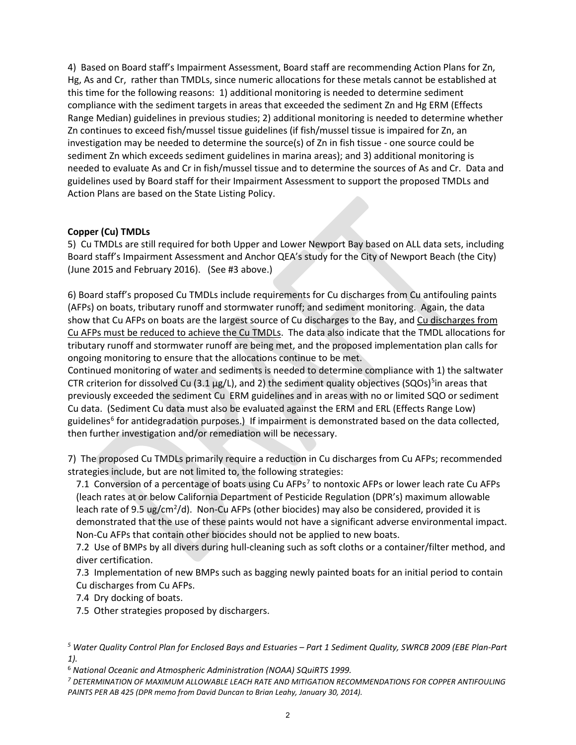4) Based on Board staff's Impairment Assessment, Board staff are recommending Action Plans for Zn, Hg, As and Cr, rather than TMDLs, since numeric allocations for these metals cannot be established at this time for the following reasons: 1) additional monitoring is needed to determine sediment compliance with the sediment targets in areas that exceeded the sediment Zn and Hg ERM (Effects Range Median) guidelines in previous studies; 2) additional monitoring is needed to determine whether Zn continues to exceed fish/mussel tissue guidelines (if fish/mussel tissue is impaired for Zn, an investigation may be needed to determine the source(s) of Zn in fish tissue - one source could be sediment Zn which exceeds sediment guidelines in marina areas); and 3) additional monitoring is needed to evaluate As and Cr in fish/mussel tissue and to determine the sources of As and Cr. Data and guidelines used by Board staff for their Impairment Assessment to support the proposed TMDLs and Action Plans are based on the State Listing Policy.

**Copper (Cu) TMDLs**

5) Cu TMDLs are still required for both Upper and Lower Newport Bay based on ALL data sets, including Board staff's Impairment Assessment and Anchor QEA's study for the City of Newport Beach (the City) (June 2015 and February 2016). (See #3 above.)

6) Board staff's proposed Cu TMDLs include requirements for Cu discharges from Cu antifouling paints (AFPs) on boats, tributary runoff and stormwater runoff; and sediment monitoring. Again, the data show that Cu AFPs on boats are the largest source of Cu discharges to the Bay, and Cu discharges from Cu AFPs must be reduced to achieve the Cu TMDLs. The data also indicate that the TMDL allocations for tributary runoff and stormwater runoff are being met, and the proposed implementation plan calls for ongoing monitoring to ensure that the allocations continue to be met.
Continued monitoring of water and sediments is needed to determine compliance with 1) the saltwater CTR criterion for dissolved Cu (3.1 µg/L), and 2) the sediment quality objectives (SQOs)[5] in areas that previously exceeded the sediment Cu ERM guidelines and in areas with no or limited SQO or sediment Cu data. (Sediment Cu data must also be evaluated against the ERM and ERL (Effects Range Low) guidelines[6] for antidegradation purposes.) If impairment is demonstrated based on the data collected, then further investigation and/or remediation will be necessary.

7) The proposed Cu TMDLs primarily require a reduction in Cu discharges from Cu AFPs; recommended strategies include, but are not limited to, the following strategies:

7.1 Conversion of a percentage of boats using Cu AFPs[7] to nontoxic AFPs or lower leach rate Cu AFPs (leach rates at or below California Department of Pesticide Regulation (DPR's) maximum allowable leach rate of 9.5 ug/cm$^2$/d). Non-Cu AFPs (other biocides) may also be considered, provided it is demonstrated that the use of these paints would not have a significant adverse environmental impact. Non-Cu AFPs that contain other biocides should not be applied to new boats.

7.2 Use of BMPs by all divers during hull-cleaning such as soft cloths or a container/filter method, and diver certification.

7.3 Implementation of new BMPs such as bagging newly painted boats for an initial period to contain Cu discharges from Cu AFPs.

7.4 Dry docking of boats.

7.5 Other strategies proposed by dischargers.

---

[5] *Water Quality Control Plan for Enclosed Bays and Estuaries – Part 1 Sediment Quality, SWRCB 2009 (EBE Plan-Part 1).*

[6] *National Oceanic and Atmospheric Administration (NOAA) SQuiRTS 1999.*

[7] *DETERMINATION OF MAXIMUM ALLOWABLE LEACH RATE AND MITIGATION RECOMMENDATIONS FOR COPPER ANTIFOULING PAINTS PER AB 425 (DPR memo from David Duncan to Brian Leahy, January 30, 2014).*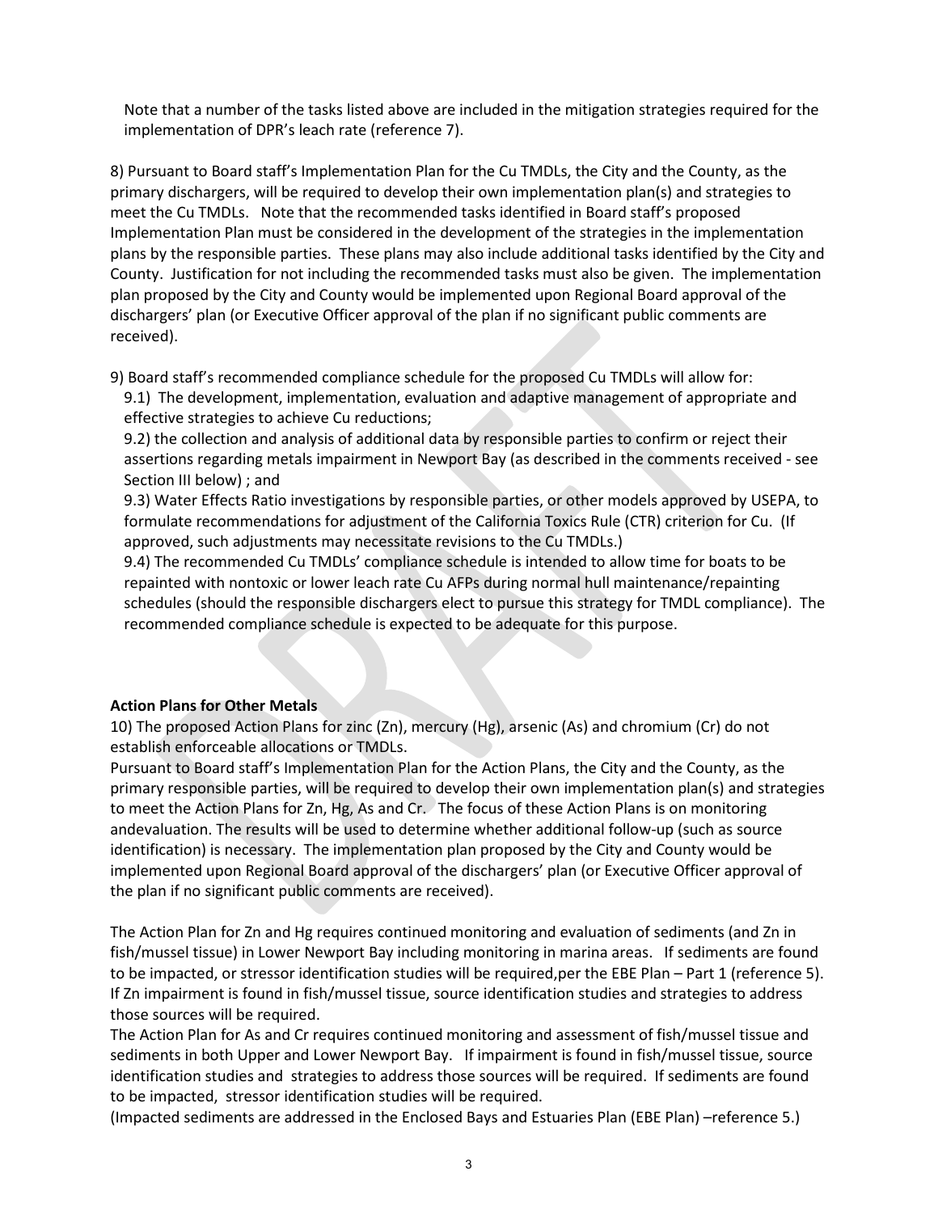Note that a number of the tasks listed above are included in the mitigation strategies required for the implementation of DPR's leach rate (reference 7).

8) Pursuant to Board staff's Implementation Plan for the Cu TMDLs, the City and the County, as the primary dischargers, will be required to develop their own implementation plan(s) and strategies to meet the Cu TMDLs. Note that the recommended tasks identified in Board staff's proposed Implementation Plan must be considered in the development of the strategies in the implementation plans by the responsible parties. These plans may also include additional tasks identified by the City and County. Justification for not including the recommended tasks must also be given. The implementation plan proposed by the City and County would be implemented upon Regional Board approval of the dischargers' plan (or Executive Officer approval of the plan if no significant public comments are received).

9) Board staff's recommended compliance schedule for the proposed Cu TMDLs will allow for:

9.1) The development, implementation, evaluation and adaptive management of appropriate and effective strategies to achieve Cu reductions;

9.2) the collection and analysis of additional data by responsible parties to confirm or reject their assertions regarding metals impairment in Newport Bay (as described in the comments received - see Section III below) ; and

9.3) Water Effects Ratio investigations by responsible parties, or other models approved by USEPA, to formulate recommendations for adjustment of the California Toxics Rule (CTR) criterion for Cu. (If approved, such adjustments may necessitate revisions to the Cu TMDLs.)

9.4) The recommended Cu TMDLs' compliance schedule is intended to allow time for boats to be repainted with nontoxic or lower leach rate Cu AFPs during normal hull maintenance/repainting schedules (should the responsible dischargers elect to pursue this strategy for TMDL compliance). The recommended compliance schedule is expected to be adequate for this purpose.

**Action Plans for Other Metals**

10) The proposed Action Plans for zinc (Zn), mercury (Hg), arsenic (As) and chromium (Cr) do not establish enforceable allocations or TMDLs.

Pursuant to Board staff's Implementation Plan for the Action Plans, the City and the County, as the primary responsible parties, will be required to develop their own implementation plan(s) and strategies to meet the Action Plans for Zn, Hg, As and Cr. The focus of these Action Plans is on monitoring andevaluation. The results will be used to determine whether additional follow-up (such as source identification) is necessary. The implementation plan proposed by the City and County would be implemented upon Regional Board approval of the dischargers' plan (or Executive Officer approval of the plan if no significant public comments are received).

The Action Plan for Zn and Hg requires continued monitoring and evaluation of sediments (and Zn in fish/mussel tissue) in Lower Newport Bay including monitoring in marina areas. If sediments are found to be impacted, or stressor identification studies will be required,per the EBE Plan – Part 1 (reference 5). If Zn impairment is found in fish/mussel tissue, source identification studies and strategies to address those sources will be required.

The Action Plan for As and Cr requires continued monitoring and assessment of fish/mussel tissue and sediments in both Upper and Lower Newport Bay. If impairment is found in fish/mussel tissue, source identification studies and strategies to address those sources will be required. If sediments are found to be impacted, stressor identification studies will be required.

(Impacted sediments are addressed in the Enclosed Bays and Estuaries Plan (EBE Plan) –reference 5.)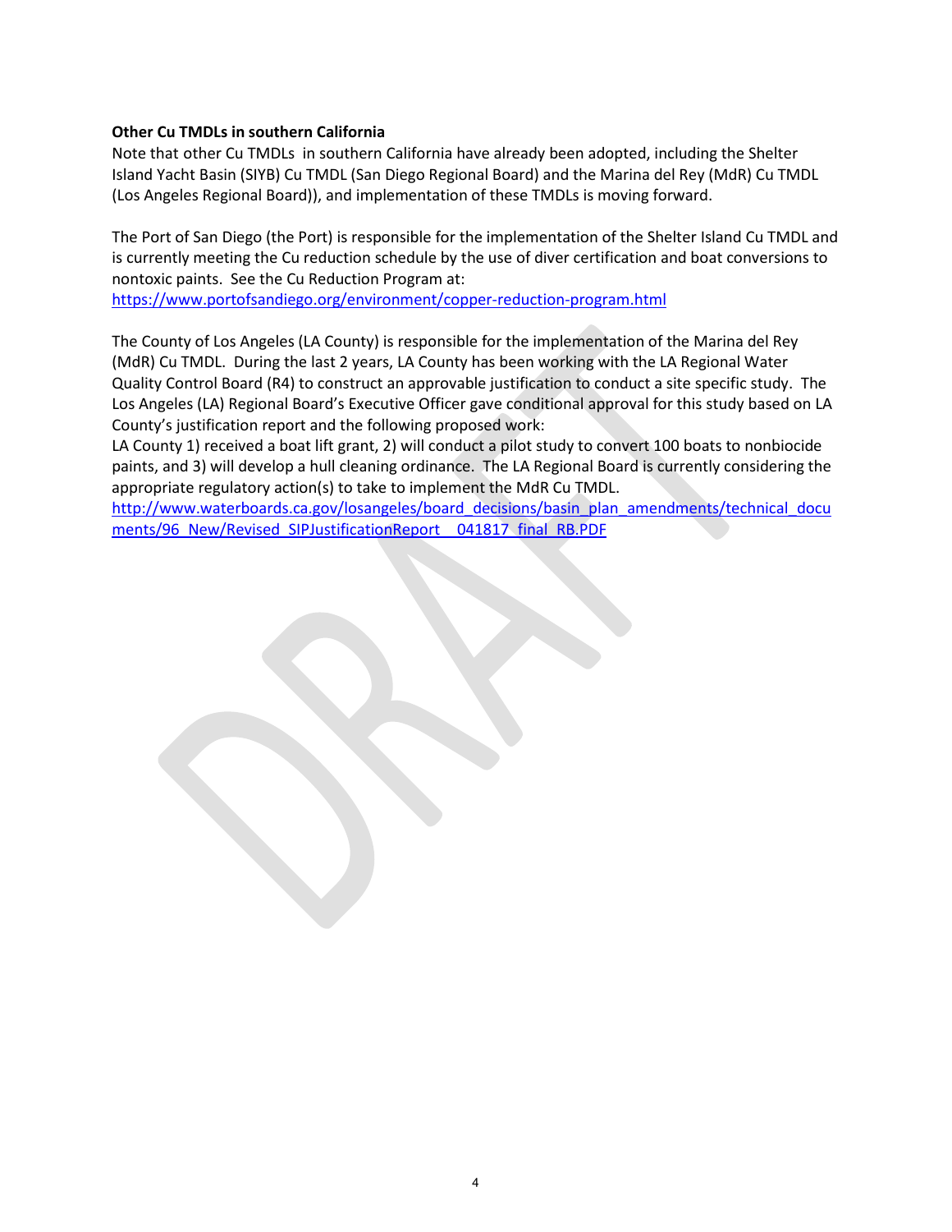**Other Cu TMDLs in southern California**

Note that other Cu TMDLs in southern California have already been adopted, including the Shelter Island Yacht Basin (SIYB) Cu TMDL (San Diego Regional Board) and the Marina del Rey (MdR) Cu TMDL (Los Angeles Regional Board)), and implementation of these TMDLs is moving forward.

The Port of San Diego (the Port) is responsible for the implementation of the Shelter Island Cu TMDL and is currently meeting the Cu reduction schedule by the use of diver certification and boat conversions to nontoxic paints. See the Cu Reduction Program at:
https://www.portofsandiego.org/environment/copper-reduction-program.html

The County of Los Angeles (LA County) is responsible for the implementation of the Marina del Rey (MdR) Cu TMDL. During the last 2 years, LA County has been working with the LA Regional Water Quality Control Board (R4) to construct an approvable justification to conduct a site specific study. The Los Angeles (LA) Regional Board's Executive Officer gave conditional approval for this study based on LA County's justification report and the following proposed work:
LA County 1) received a boat lift grant, 2) will conduct a pilot study to convert 100 boats to nonbiocide paints, and 3) will develop a hull cleaning ordinance. The LA Regional Board is currently considering the appropriate regulatory action(s) to take to implement the MdR Cu TMDL.
http://www.waterboards.ca.gov/losangeles/board_decisions/basin_plan_amendments/technical_documents/96_New/Revised_SIPJustificationReport__041817_final_RB.PDF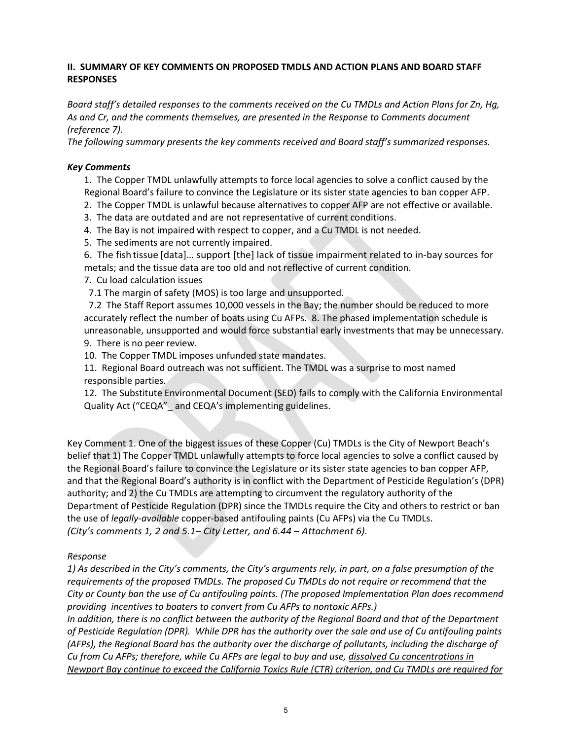## II. SUMMARY OF KEY COMMENTS ON PROPOSED TMDLS AND ACTION PLANS AND BOARD STAFF RESPONSES

*Board staff's detailed responses to the comments received on the Cu TMDLs and Action Plans for Zn, Hg, As and Cr, and the comments themselves, are presented in the Response to Comments document (reference 7).*

*The following summary presents the key comments received and Board staff's summarized responses.*

### *Key Comments*

1. The Copper TMDL unlawfully attempts to force local agencies to solve a conflict caused by the Regional Board's failure to convince the Legislature or its sister state agencies to ban copper AFP.
2. The Copper TMDL is unlawful because alternatives to copper AFP are not effective or available.
3. The data are outdated and are not representative of current conditions.
4. The Bay is not impaired with respect to copper, and a Cu TMDL is not needed.
5. The sediments are not currently impaired.
6. The fish tissue [data]… support [the] lack of tissue impairment related to in-bay sources for metals; and the tissue data are too old and not reflective of current condition.
7. Cu load calculation issues
   7.1 The margin of safety (MOS) is too large and unsupported.
   7.2 The Staff Report assumes 10,000 vessels in the Bay; the number should be reduced to more accurately reflect the number of boats using Cu AFPs. 8. The phased implementation schedule is unreasonable, unsupported and would force substantial early investments that may be unnecessary.
9. There is no peer review.
10. The Copper TMDL imposes unfunded state mandates.
11. Regional Board outreach was not sufficient. The TMDL was a surprise to most named responsible parties.
12. The Substitute Environmental Document (SED) fails to comply with the California Environmental Quality Act ("CEQA"_ and CEQA's implementing guidelines.

Key Comment 1. One of the biggest issues of these Copper (Cu) TMDLs is the City of Newport Beach's belief that 1) The Copper TMDL unlawfully attempts to force local agencies to solve a conflict caused by the Regional Board's failure to convince the Legislature or its sister state agencies to ban copper AFP, and that the Regional Board's authority is in conflict with the Department of Pesticide Regulation's (DPR) authority; and 2) the Cu TMDLs are attempting to circumvent the regulatory authority of the Department of Pesticide Regulation (DPR) since the TMDLs require the City and others to restrict or ban the use of *legally-available* copper-based antifouling paints (Cu AFPs) via the Cu TMDLs. *(City's comments 1, 2 and 5.1– City Letter, and 6.44 – Attachment 6).*

*Response*

*1) As described in the City's comments, the City's arguments rely, in part, on a false presumption of the requirements of the proposed TMDLs. The proposed Cu TMDLs do not require or recommend that the City or County ban the use of Cu antifouling paints. (The proposed Implementation Plan does recommend providing incentives to boaters to convert from Cu AFPs to nontoxic AFPs.)*

*In addition, there is no conflict between the authority of the Regional Board and that of the Department of Pesticide Regulation (DPR). While DPR has the authority over the sale and use of Cu antifouling paints (AFPs), the Regional Board has the authority over the discharge of pollutants, including the discharge of Cu from Cu AFPs; therefore, while Cu AFPs are legal to buy and use, <u>dissolved Cu concentrations in Newport Bay continue to exceed the California Toxics Rule (CTR) criterion, and Cu TMDLs are required for</u>*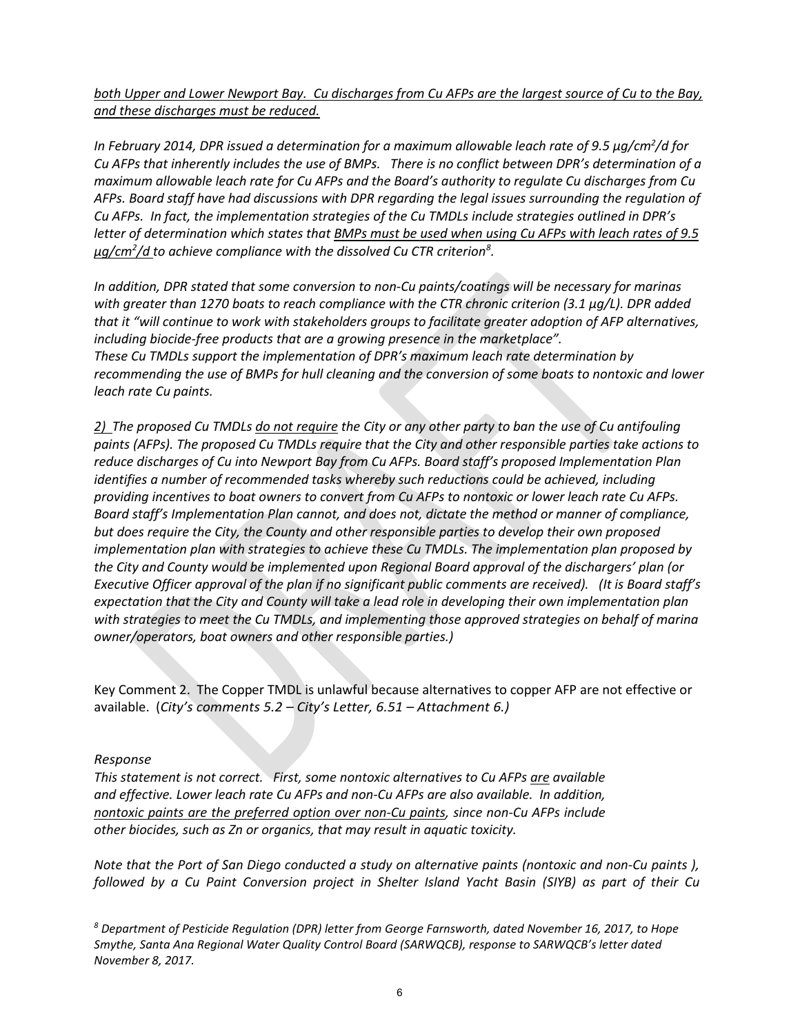*<u>both Upper and Lower Newport Bay. Cu discharges from Cu AFPs are the largest source of Cu to the Bay, and these discharges must be reduced.</u>*

*In February 2014, DPR issued a determination for a maximum allowable leach rate of 9.5 µg/cm²/d for Cu AFPs that inherently includes the use of BMPs. There is no conflict between DPR's determination of a maximum allowable leach rate for Cu AFPs and the Board's authority to regulate Cu discharges from Cu AFPs. Board staff have had discussions with DPR regarding the legal issues surrounding the regulation of Cu AFPs. In fact, the implementation strategies of the Cu TMDLs include strategies outlined in DPR's letter of determination which states that <u>BMPs must be used when using Cu AFPs with leach rates of 9.5 µg/cm²/d</u> to achieve compliance with the dissolved Cu CTR criterion[8].*

*In addition, DPR stated that some conversion to non-Cu paints/coatings will be necessary for marinas with greater than 1270 boats to reach compliance with the CTR chronic criterion (3.1 µg/L). DPR added that it "will continue to work with stakeholders groups to facilitate greater adoption of AFP alternatives, including biocide-free products that are a growing presence in the marketplace".*
*These Cu TMDLs support the implementation of DPR's maximum leach rate determination by recommending the use of BMPs for hull cleaning and the conversion of some boats to nontoxic and lower leach rate Cu paints.*

*<u>2)</u> The proposed Cu TMDLs <u>do not require</u> the City or any other party to ban the use of Cu antifouling paints (AFPs). The proposed Cu TMDLs require that the City and other responsible parties take actions to reduce discharges of Cu into Newport Bay from Cu AFPs. Board staff's proposed Implementation Plan identifies a number of recommended tasks whereby such reductions could be achieved, including providing incentives to boat owners to convert from Cu AFPs to nontoxic or lower leach rate Cu AFPs. Board staff's Implementation Plan cannot, and does not, dictate the method or manner of compliance, but does require the City, the County and other responsible parties to develop their own proposed implementation plan with strategies to achieve these Cu TMDLs. The implementation plan proposed by the City and County would be implemented upon Regional Board approval of the dischargers' plan (or Executive Officer approval of the plan if no significant public comments are received). (It is Board staff's expectation that the City and County will take a lead role in developing their own implementation plan with strategies to meet the Cu TMDLs, and implementing those approved strategies on behalf of marina owner/operators, boat owners and other responsible parties.)*

Key Comment 2. The Copper TMDL is unlawful because alternatives to copper AFP are not effective or available. (*City's comments 5.2 – City's Letter, 6.51 – Attachment 6.)*

*Response*

*This statement is not correct. First, some nontoxic alternatives to Cu AFPs <u>are</u> available and effective. Lower leach rate Cu AFPs and non-Cu AFPs are also available. In addition, <u>nontoxic paints are the preferred option over non-Cu paints</u>, since non-Cu AFPs include other biocides, such as Zn or organics, that may result in aquatic toxicity.*

*Note that the Port of San Diego conducted a study on alternative paints (nontoxic and non-Cu paints ), followed by a Cu Paint Conversion project in Shelter Island Yacht Basin (SIYB) as part of their Cu*

*[8] Department of Pesticide Regulation (DPR) letter from George Farnsworth, dated November 16, 2017, to Hope Smythe, Santa Ana Regional Water Quality Control Board (SARWQCB), response to SARWQCB's letter dated November 8, 2017.*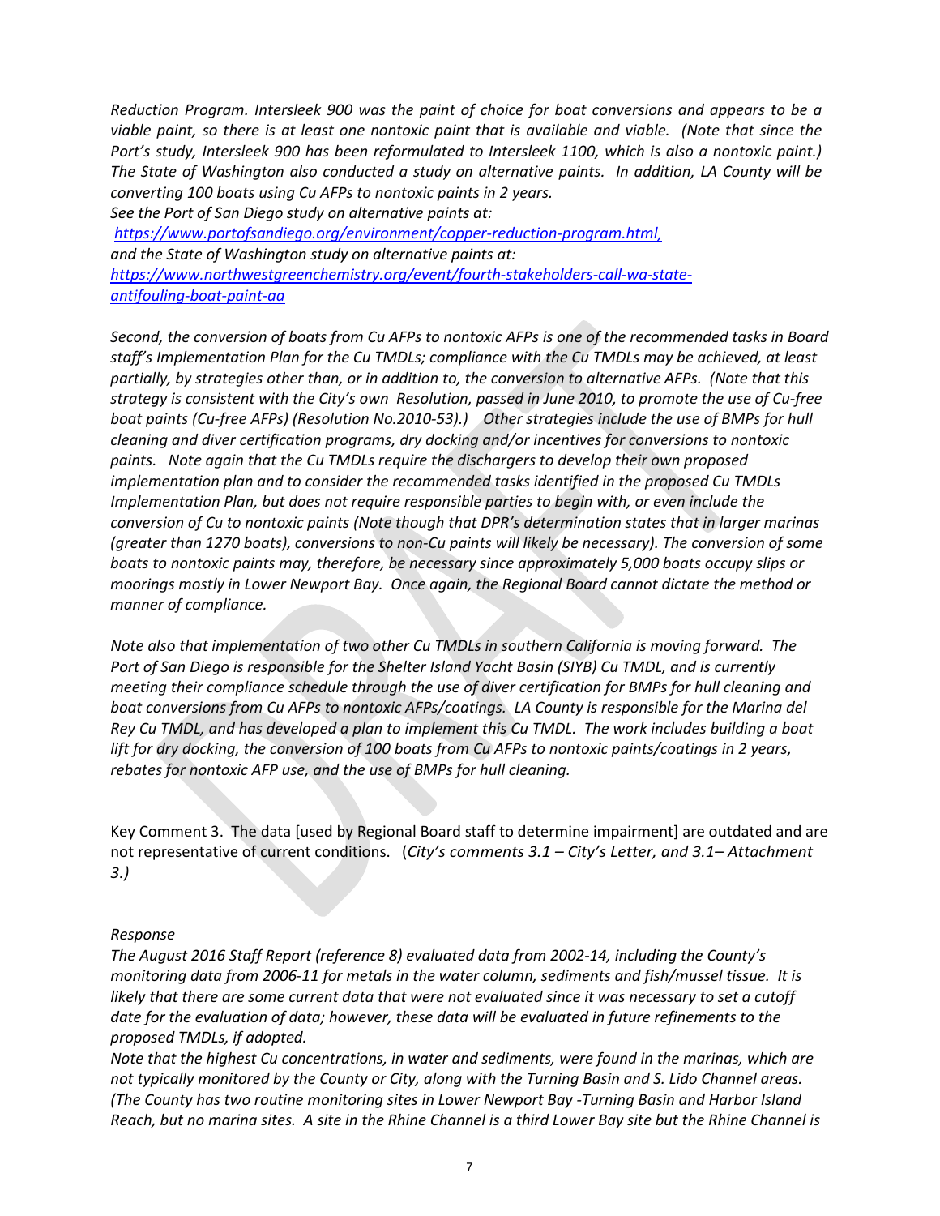*Reduction Program. Intersleek 900 was the paint of choice for boat conversions and appears to be a viable paint, so there is at least one nontoxic paint that is available and viable. (Note that since the Port's study, Intersleek 900 has been reformulated to Intersleek 1100, which is also a nontoxic paint.) The State of Washington also conducted a study on alternative paints. In addition, LA County will be converting 100 boats using Cu AFPs to nontoxic paints in 2 years.*
*See the Port of San Diego study on alternative paints at:*
*https://www.portofsandiego.org/environment/copper-reduction-program.html,*
*and the State of Washington study on alternative paints at:*
*https://www.northwestgreenchemistry.org/event/fourth-stakeholders-call-wa-state-antifouling-boat-paint-aa*

*Second, the conversion of boats from Cu AFPs to nontoxic AFPs is one of the recommended tasks in Board staff's Implementation Plan for the Cu TMDLs; compliance with the Cu TMDLs may be achieved, at least partially, by strategies other than, or in addition to, the conversion to alternative AFPs. (Note that this strategy is consistent with the City's own Resolution, passed in June 2010, to promote the use of Cu-free boat paints (Cu-free AFPs) (Resolution No.2010-53).) Other strategies include the use of BMPs for hull cleaning and diver certification programs, dry docking and/or incentives for conversions to nontoxic paints. Note again that the Cu TMDLs require the dischargers to develop their own proposed implementation plan and to consider the recommended tasks identified in the proposed Cu TMDLs Implementation Plan, but does not require responsible parties to begin with, or even include the conversion of Cu to nontoxic paints (Note though that DPR's determination states that in larger marinas (greater than 1270 boats), conversions to non-Cu paints will likely be necessary). The conversion of some boats to nontoxic paints may, therefore, be necessary since approximately 5,000 boats occupy slips or moorings mostly in Lower Newport Bay. Once again, the Regional Board cannot dictate the method or manner of compliance.*

*Note also that implementation of two other Cu TMDLs in southern California is moving forward. The Port of San Diego is responsible for the Shelter Island Yacht Basin (SIYB) Cu TMDL, and is currently meeting their compliance schedule through the use of diver certification for BMPs for hull cleaning and boat conversions from Cu AFPs to nontoxic AFPs/coatings. LA County is responsible for the Marina del Rey Cu TMDL, and has developed a plan to implement this Cu TMDL. The work includes building a boat lift for dry docking, the conversion of 100 boats from Cu AFPs to nontoxic paints/coatings in 2 years, rebates for nontoxic AFP use, and the use of BMPs for hull cleaning.*

Key Comment 3. The data [used by Regional Board staff to determine impairment] are outdated and are not representative of current conditions. (*City's comments 3.1 – City's Letter, and 3.1– Attachment 3.)*

*Response*
*The August 2016 Staff Report (reference 8) evaluated data from 2002-14, including the County's monitoring data from 2006-11 for metals in the water column, sediments and fish/mussel tissue. It is likely that there are some current data that were not evaluated since it was necessary to set a cutoff date for the evaluation of data; however, these data will be evaluated in future refinements to the proposed TMDLs, if adopted.*
*Note that the highest Cu concentrations, in water and sediments, were found in the marinas, which are not typically monitored by the County or City, along with the Turning Basin and S. Lido Channel areas. (The County has two routine monitoring sites in Lower Newport Bay -Turning Basin and Harbor Island Reach, but no marina sites. A site in the Rhine Channel is a third Lower Bay site but the Rhine Channel is*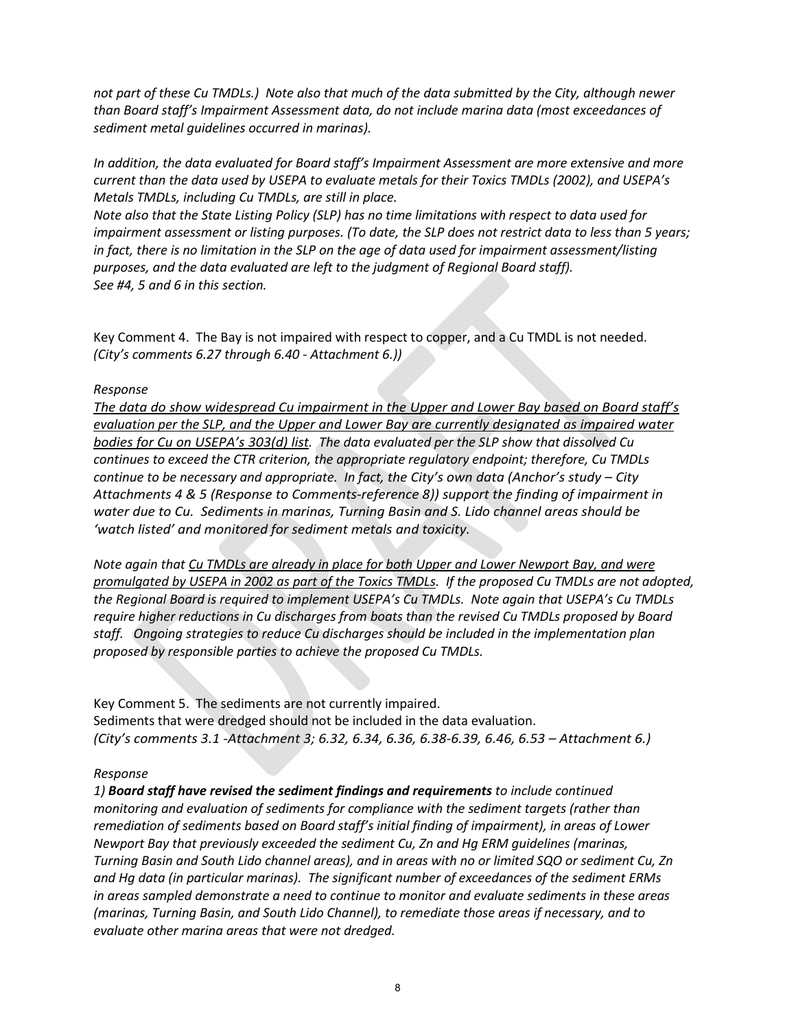*not part of these Cu TMDLs.) Note also that much of the data submitted by the City, although newer than Board staff's Impairment Assessment data, do not include marina data (most exceedances of sediment metal guidelines occurred in marinas).*

*In addition, the data evaluated for Board staff's Impairment Assessment are more extensive and more current than the data used by USEPA to evaluate metals for their Toxics TMDLs (2002), and USEPA's Metals TMDLs, including Cu TMDLs, are still in place.*
*Note also that the State Listing Policy (SLP) has no time limitations with respect to data used for impairment assessment or listing purposes. (To date, the SLP does not restrict data to less than 5 years; in fact, there is no limitation in the SLP on the age of data used for impairment assessment/listing purposes, and the data evaluated are left to the judgment of Regional Board staff).*
*See #4, 5 and 6 in this section.*

Key Comment 4. The Bay is not impaired with respect to copper, and a Cu TMDL is not needed. *(City's comments 6.27 through 6.40 - Attachment 6.))*

*Response*
*<u>The data do show widespread Cu impairment in the Upper and Lower Bay based on Board staff's evaluation per the SLP, and the Upper and Lower Bay are currently designated as impaired water bodies for Cu on USEPA's 303(d) list</u>. The data evaluated per the SLP show that dissolved Cu continues to exceed the CTR criterion, the appropriate regulatory endpoint; therefore, Cu TMDLs continue to be necessary and appropriate. In fact, the City's own data (Anchor's study – City Attachments 4 & 5 (Response to Comments-reference 8)) support the finding of impairment in water due to Cu. Sediments in marinas, Turning Basin and S. Lido channel areas should be 'watch listed' and monitored for sediment metals and toxicity.*

*Note again that <u>Cu TMDLs are already in place for both Upper and Lower Newport Bay, and were promulgated by USEPA in 2002 as part of the Toxics TMDLs</u>. If the proposed Cu TMDLs are not adopted, the Regional Board is required to implement USEPA's Cu TMDLs. Note again that USEPA's Cu TMDLs require higher reductions in Cu discharges from boats than the revised Cu TMDLs proposed by Board staff. Ongoing strategies to reduce Cu discharges should be included in the implementation plan proposed by responsible parties to achieve the proposed Cu TMDLs.*

Key Comment 5. The sediments are not currently impaired.
Sediments that were dredged should not be included in the data evaluation.
*(City's comments 3.1 -Attachment 3; 6.32, 6.34, 6.36, 6.38-6.39, 6.46, 6.53 – Attachment 6.)*

*Response*
*1) **Board staff have revised the sediment findings and requirements** to include continued monitoring and evaluation of sediments for compliance with the sediment targets (rather than remediation of sediments based on Board staff's initial finding of impairment), in areas of Lower Newport Bay that previously exceeded the sediment Cu, Zn and Hg ERM guidelines (marinas, Turning Basin and South Lido channel areas), and in areas with no or limited SQO or sediment Cu, Zn and Hg data (in particular marinas). The significant number of exceedances of the sediment ERMs in areas sampled demonstrate a need to continue to monitor and evaluate sediments in these areas (marinas, Turning Basin, and South Lido Channel), to remediate those areas if necessary, and to evaluate other marina areas that were not dredged.*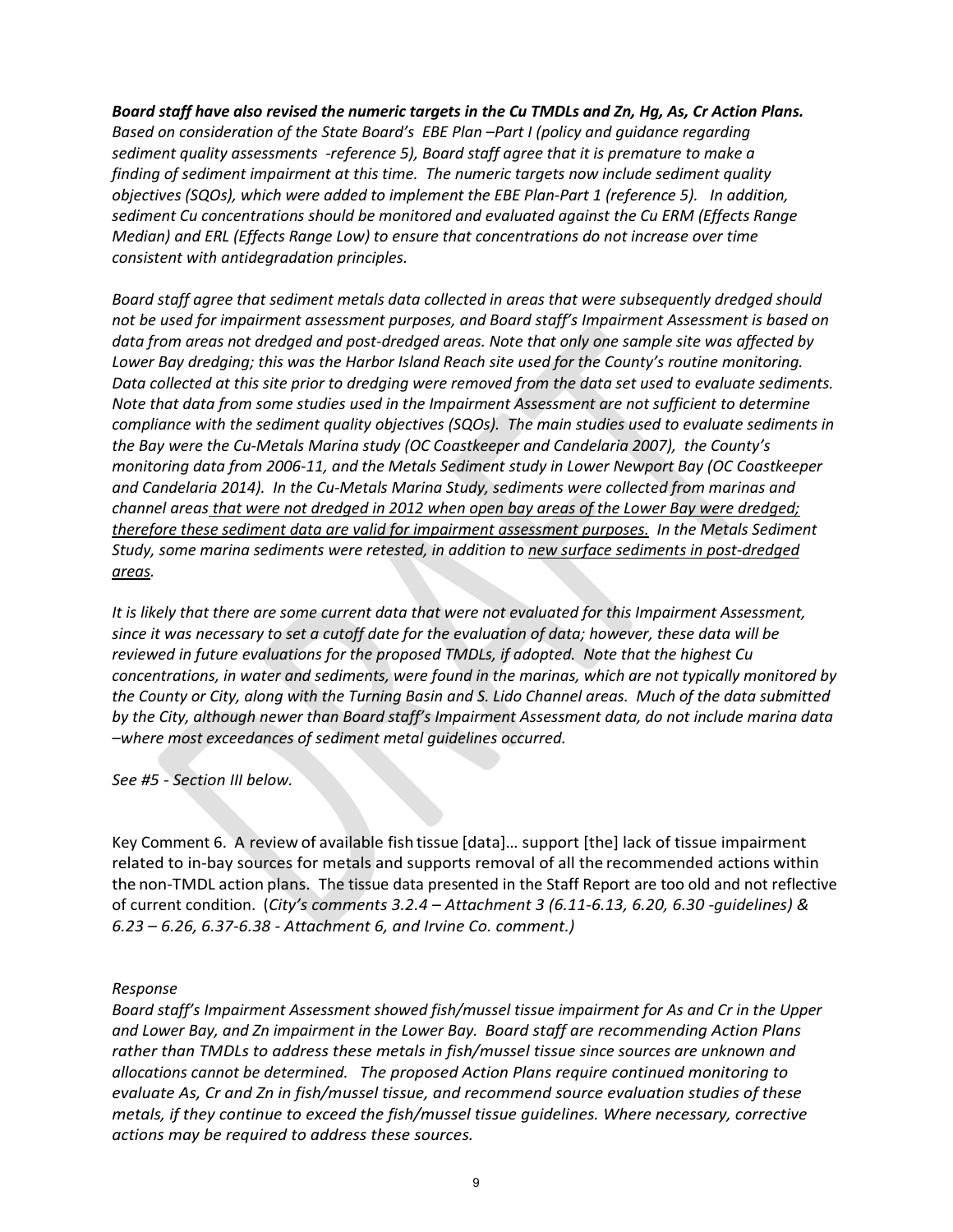***Board staff have also revised the numeric targets in the Cu TMDLs and Zn, Hg, As, Cr Action Plans.*** *Based on consideration of the State Board's EBE Plan –Part I (policy and guidance regarding sediment quality assessments -reference 5), Board staff agree that it is premature to make a finding of sediment impairment at this time. The numeric targets now include sediment quality objectives (SQOs), which were added to implement the EBE Plan-Part 1 (reference 5). In addition, sediment Cu concentrations should be monitored and evaluated against the Cu ERM (Effects Range Median) and ERL (Effects Range Low) to ensure that concentrations do not increase over time consistent with antidegradation principles.*

*Board staff agree that sediment metals data collected in areas that were subsequently dredged should not be used for impairment assessment purposes, and Board staff's Impairment Assessment is based on data from areas not dredged and post-dredged areas. Note that only one sample site was affected by Lower Bay dredging; this was the Harbor Island Reach site used for the County's routine monitoring. Data collected at this site prior to dredging were removed from the data set used to evaluate sediments. Note that data from some studies used in the Impairment Assessment are not sufficient to determine compliance with the sediment quality objectives (SQOs). The main studies used to evaluate sediments in the Bay were the Cu-Metals Marina study (OC Coastkeeper and Candelaria 2007), the County's monitoring data from 2006-11, and the Metals Sediment study in Lower Newport Bay (OC Coastkeeper and Candelaria 2014). In the Cu-Metals Marina Study, sediments were collected from marinas and channel areas <u>that were not dredged in 2012 when open bay areas of the Lower Bay were dredged; therefore these sediment data are valid for impairment assessment purposes.</u> In the Metals Sediment Study, some marina sediments were retested, in addition to <u>new surface sediments in post-dredged areas</u>.*

*It is likely that there are some current data that were not evaluated for this Impairment Assessment, since it was necessary to set a cutoff date for the evaluation of data; however, these data will be reviewed in future evaluations for the proposed TMDLs, if adopted. Note that the highest Cu concentrations, in water and sediments, were found in the marinas, which are not typically monitored by the County or City, along with the Turning Basin and S. Lido Channel areas. Much of the data submitted by the City, although newer than Board staff's Impairment Assessment data, do not include marina data –where most exceedances of sediment metal guidelines occurred.*

*See #5 - Section III below.*

Key Comment 6. A review of available fish tissue [data]… support [the] lack of tissue impairment related to in-bay sources for metals and supports removal of all the recommended actions within the non-TMDL action plans. The tissue data presented in the Staff Report are too old and not reflective of current condition. (*City's comments 3.2.4 – Attachment 3 (6.11-6.13, 6.20, 6.30 -guidelines) & 6.23 – 6.26, 6.37-6.38 - Attachment 6, and Irvine Co. comment.)*

*Response*

*Board staff's Impairment Assessment showed fish/mussel tissue impairment for As and Cr in the Upper and Lower Bay, and Zn impairment in the Lower Bay. Board staff are recommending Action Plans rather than TMDLs to address these metals in fish/mussel tissue since sources are unknown and allocations cannot be determined. The proposed Action Plans require continued monitoring to evaluate As, Cr and Zn in fish/mussel tissue, and recommend source evaluation studies of these metals, if they continue to exceed the fish/mussel tissue guidelines. Where necessary, corrective actions may be required to address these sources.*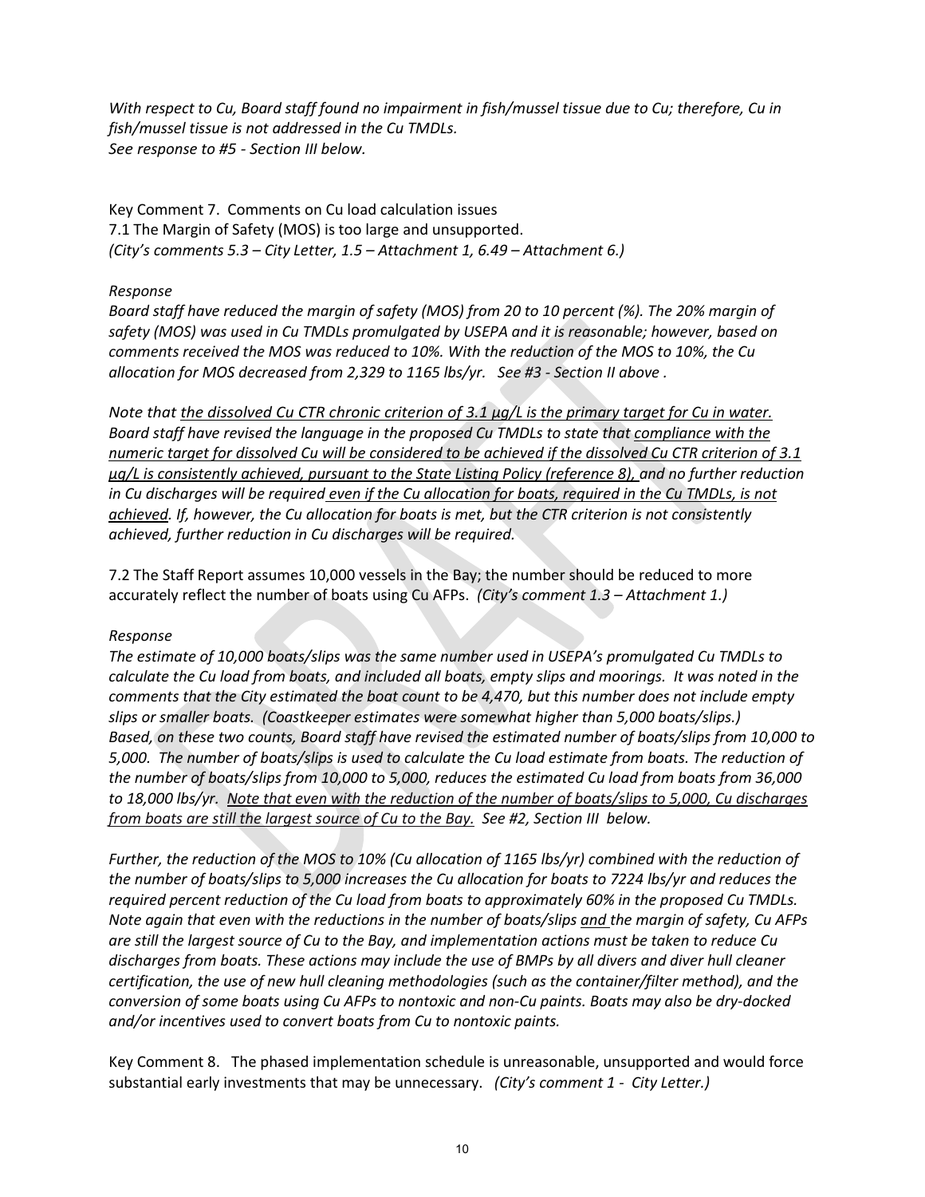*With respect to Cu, Board staff found no impairment in fish/mussel tissue due to Cu; therefore, Cu in fish/mussel tissue is not addressed in the Cu TMDLs.*
*See response to #5 - Section III below.*

Key Comment 7. Comments on Cu load calculation issues
7.1 The Margin of Safety (MOS) is too large and unsupported.
*(City's comments 5.3 – City Letter, 1.5 – Attachment 1, 6.49 – Attachment 6.)*

*Response*
*Board staff have reduced the margin of safety (MOS) from 20 to 10 percent (%). The 20% margin of safety (MOS) was used in Cu TMDLs promulgated by USEPA and it is reasonable; however, based on comments received the MOS was reduced to 10%. With the reduction of the MOS to 10%, the Cu allocation for MOS decreased from 2,329 to 1165 lbs/yr. See #3 - Section II above .*

*Note that <u>the dissolved Cu CTR chronic criterion of 3.1 µg/L is the primary target for Cu in water.</u> Board staff have revised the language in the proposed Cu TMDLs to state that <u>compliance with the numeric target for dissolved Cu will be considered to be achieved if the dissolved Cu CTR criterion of 3.1 µg/L is consistently achieved, pursuant to the State Listing Policy (reference 8),</u> and no further reduction in Cu discharges will be required <u>even if the Cu allocation for boats, required in the Cu TMDLs, is not achieved</u>. If, however, the Cu allocation for boats is met, but the CTR criterion is not consistently achieved, further reduction in Cu discharges will be required.*

7.2 The Staff Report assumes 10,000 vessels in the Bay; the number should be reduced to more accurately reflect the number of boats using Cu AFPs. *(City's comment 1.3 – Attachment 1.)*

*Response*
*The estimate of 10,000 boats/slips was the same number used in USEPA's promulgated Cu TMDLs to calculate the Cu load from boats, and included all boats, empty slips and moorings. It was noted in the comments that the City estimated the boat count to be 4,470, but this number does not include empty slips or smaller boats. (Coastkeeper estimates were somewhat higher than 5,000 boats/slips.) Based, on these two counts, Board staff have revised the estimated number of boats/slips from 10,000 to 5,000. The number of boats/slips is used to calculate the Cu load estimate from boats. The reduction of the number of boats/slips from 10,000 to 5,000, reduces the estimated Cu load from boats from 36,000 to 18,000 lbs/yr. <u>Note that even with the reduction of the number of boats/slips to 5,000, Cu discharges from boats are still the largest source of Cu to the Bay.</u> See #2, Section III below.*

*Further, the reduction of the MOS to 10% (Cu allocation of 1165 lbs/yr) combined with the reduction of the number of boats/slips to 5,000 increases the Cu allocation for boats to 7224 lbs/yr and reduces the required percent reduction of the Cu load from boats to approximately 60% in the proposed Cu TMDLs. Note again that even with the reductions in the number of boats/slips <u>and</u> the margin of safety, Cu AFPs are still the largest source of Cu to the Bay, and implementation actions must be taken to reduce Cu discharges from boats. These actions may include the use of BMPs by all divers and diver hull cleaner certification, the use of new hull cleaning methodologies (such as the container/filter method), and the conversion of some boats using Cu AFPs to nontoxic and non-Cu paints. Boats may also be dry-docked and/or incentives used to convert boats from Cu to nontoxic paints.*

Key Comment 8. The phased implementation schedule is unreasonable, unsupported and would force substantial early investments that may be unnecessary. *(City's comment 1 - City Letter.)*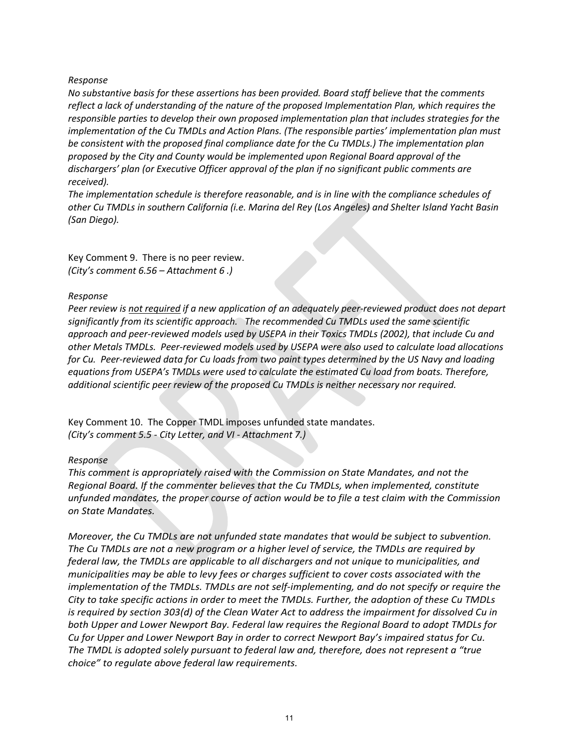*Response*

*No substantive basis for these assertions has been provided. Board staff believe that the comments reflect a lack of understanding of the nature of the proposed Implementation Plan, which requires the responsible parties to develop their own proposed implementation plan that includes strategies for the implementation of the Cu TMDLs and Action Plans. (The responsible parties' implementation plan must be consistent with the proposed final compliance date for the Cu TMDLs.) The implementation plan proposed by the City and County would be implemented upon Regional Board approval of the dischargers' plan (or Executive Officer approval of the plan if no significant public comments are received).*

*The implementation schedule is therefore reasonable, and is in line with the compliance schedules of other Cu TMDLs in southern California (i.e. Marina del Rey (Los Angeles) and Shelter Island Yacht Basin (San Diego).*

Key Comment 9. There is no peer review.
*(City's comment 6.56 – Attachment 6 .)*

*Response*

*Peer review is <u>not required</u> if a new application of an adequately peer-reviewed product does not depart significantly from its scientific approach. The recommended Cu TMDLs used the same scientific approach and peer-reviewed models used by USEPA in their Toxics TMDLs (2002), that include Cu and other Metals TMDLs. Peer-reviewed models used by USEPA were also used to calculate load allocations for Cu. Peer-reviewed data for Cu loads from two paint types determined by the US Navy and loading equations from USEPA's TMDLs were used to calculate the estimated Cu load from boats. Therefore, additional scientific peer review of the proposed Cu TMDLs is neither necessary nor required.*

Key Comment 10. The Copper TMDL imposes unfunded state mandates.
*(City's comment 5.5 - City Letter, and VI - Attachment 7.)*

*Response*

*This comment is appropriately raised with the Commission on State Mandates, and not the Regional Board. If the commenter believes that the Cu TMDLs, when implemented, constitute unfunded mandates, the proper course of action would be to file a test claim with the Commission on State Mandates.*

*Moreover, the Cu TMDLs are not unfunded state mandates that would be subject to subvention. The Cu TMDLs are not a new program or a higher level of service, the TMDLs are required by federal law, the TMDLs are applicable to all dischargers and not unique to municipalities, and municipalities may be able to levy fees or charges sufficient to cover costs associated with the implementation of the TMDLs. TMDLs are not self-implementing, and do not specify or require the City to take specific actions in order to meet the TMDLs. Further, the adoption of these Cu TMDLs is required by section 303(d) of the Clean Water Act to address the impairment for dissolved Cu in both Upper and Lower Newport Bay. Federal law requires the Regional Board to adopt TMDLs for Cu for Upper and Lower Newport Bay in order to correct Newport Bay's impaired status for Cu. The TMDL is adopted solely pursuant to federal law and, therefore, does not represent a "true choice" to regulate above federal law requirements.*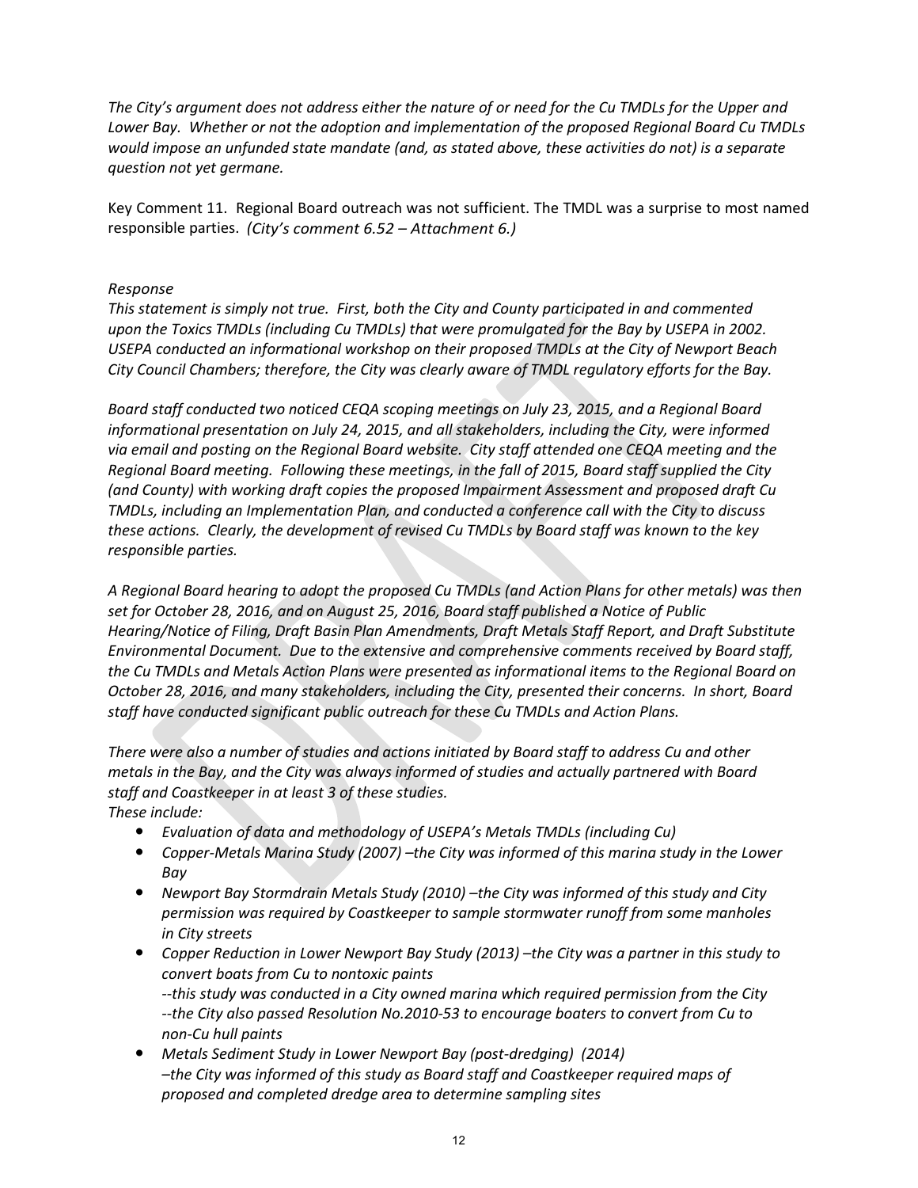*The City's argument does not address either the nature of or need for the Cu TMDLs for the Upper and Lower Bay. Whether or not the adoption and implementation of the proposed Regional Board Cu TMDLs would impose an unfunded state mandate (and, as stated above, these activities do not) is a separate question not yet germane.*

Key Comment 11. Regional Board outreach was not sufficient. The TMDL was a surprise to most named responsible parties. *(City's comment 6.52 – Attachment 6.)*

*Response*

*This statement is simply not true. First, both the City and County participated in and commented upon the Toxics TMDLs (including Cu TMDLs) that were promulgated for the Bay by USEPA in 2002. USEPA conducted an informational workshop on their proposed TMDLs at the City of Newport Beach City Council Chambers; therefore, the City was clearly aware of TMDL regulatory efforts for the Bay.*

*Board staff conducted two noticed CEQA scoping meetings on July 23, 2015, and a Regional Board informational presentation on July 24, 2015, and all stakeholders, including the City, were informed via email and posting on the Regional Board website. City staff attended one CEQA meeting and the Regional Board meeting. Following these meetings, in the fall of 2015, Board staff supplied the City (and County) with working draft copies the proposed Impairment Assessment and proposed draft Cu TMDLs, including an Implementation Plan, and conducted a conference call with the City to discuss these actions. Clearly, the development of revised Cu TMDLs by Board staff was known to the key responsible parties.*

*A Regional Board hearing to adopt the proposed Cu TMDLs (and Action Plans for other metals) was then set for October 28, 2016, and on August 25, 2016, Board staff published a Notice of Public Hearing/Notice of Filing, Draft Basin Plan Amendments, Draft Metals Staff Report, and Draft Substitute Environmental Document. Due to the extensive and comprehensive comments received by Board staff, the Cu TMDLs and Metals Action Plans were presented as informational items to the Regional Board on October 28, 2016, and many stakeholders, including the City, presented their concerns. In short, Board staff have conducted significant public outreach for these Cu TMDLs and Action Plans.*

*There were also a number of studies and actions initiated by Board staff to address Cu and other metals in the Bay, and the City was always informed of studies and actually partnered with Board staff and Coastkeeper in at least 3 of these studies.*
*These include:*

- *Evaluation of data and methodology of USEPA's Metals TMDLs (including Cu)*
- *Copper-Metals Marina Study (2007) –the City was informed of this marina study in the Lower Bay*
- *Newport Bay Stormdrain Metals Study (2010) –the City was informed of this study and City permission was required by Coastkeeper to sample stormwater runoff from some manholes in City streets*
- *Copper Reduction in Lower Newport Bay Study (2013) –the City was a partner in this study to convert boats from Cu to nontoxic paints*
  *--this study was conducted in a City owned marina which required permission from the City*
  *--the City also passed Resolution No.2010-53 to encourage boaters to convert from Cu to non-Cu hull paints*
- *Metals Sediment Study in Lower Newport Bay (post-dredging) (2014)*
  *–the City was informed of this study as Board staff and Coastkeeper required maps of proposed and completed dredge area to determine sampling sites*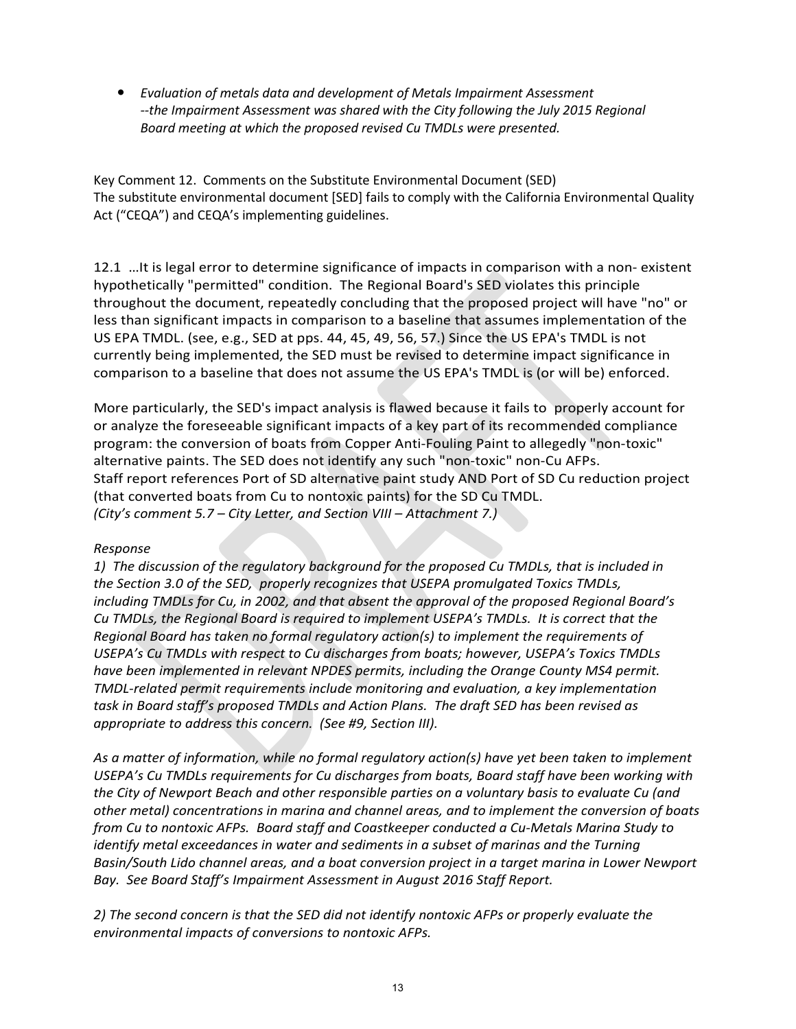- *Evaluation of metals data and development of Metals Impairment Assessment --the Impairment Assessment was shared with the City following the July 2015 Regional Board meeting at which the proposed revised Cu TMDLs were presented.*

Key Comment 12. Comments on the Substitute Environmental Document (SED)
The substitute environmental document [SED] fails to comply with the California Environmental Quality Act ("CEQA") and CEQA's implementing guidelines.

12.1 …It is legal error to determine significance of impacts in comparison with a non- existent hypothetically "permitted" condition. The Regional Board's SED violates this principle throughout the document, repeatedly concluding that the proposed project will have "no" or less than significant impacts in comparison to a baseline that assumes implementation of the US EPA TMDL. (see, e.g., SED at pps. 44, 45, 49, 56, 57.) Since the US EPA's TMDL is not currently being implemented, the SED must be revised to determine impact significance in comparison to a baseline that does not assume the US EPA's TMDL is (or will be) enforced.

More particularly, the SED's impact analysis is flawed because it fails to properly account for or analyze the foreseeable significant impacts of a key part of its recommended compliance program: the conversion of boats from Copper Anti-Fouling Paint to allegedly "non-toxic" alternative paints. The SED does not identify any such "non-toxic" non-Cu AFPs.
Staff report references Port of SD alternative paint study AND Port of SD Cu reduction project (that converted boats from Cu to nontoxic paints) for the SD Cu TMDL.
*(City's comment 5.7 – City Letter, and Section VIII – Attachment 7.)*

*Response*
*1) The discussion of the regulatory background for the proposed Cu TMDLs, that is included in the Section 3.0 of the SED, properly recognizes that USEPA promulgated Toxics TMDLs, including TMDLs for Cu, in 2002, and that absent the approval of the proposed Regional Board's Cu TMDLs, the Regional Board is required to implement USEPA's TMDLs. It is correct that the Regional Board has taken no formal regulatory action(s) to implement the requirements of USEPA's Cu TMDLs with respect to Cu discharges from boats; however, USEPA's Toxics TMDLs have been implemented in relevant NPDES permits, including the Orange County MS4 permit. TMDL-related permit requirements include monitoring and evaluation, a key implementation task in Board staff's proposed TMDLs and Action Plans. The draft SED has been revised as appropriate to address this concern. (See #9, Section III).*

*As a matter of information, while no formal regulatory action(s) have yet been taken to implement USEPA's Cu TMDLs requirements for Cu discharges from boats, Board staff have been working with the City of Newport Beach and other responsible parties on a voluntary basis to evaluate Cu (and other metal) concentrations in marina and channel areas, and to implement the conversion of boats from Cu to nontoxic AFPs. Board staff and Coastkeeper conducted a Cu-Metals Marina Study to identify metal exceedances in water and sediments in a subset of marinas and the Turning Basin/South Lido channel areas, and a boat conversion project in a target marina in Lower Newport Bay. See Board Staff's Impairment Assessment in August 2016 Staff Report.*

*2) The second concern is that the SED did not identify nontoxic AFPs or properly evaluate the environmental impacts of conversions to nontoxic AFPs.*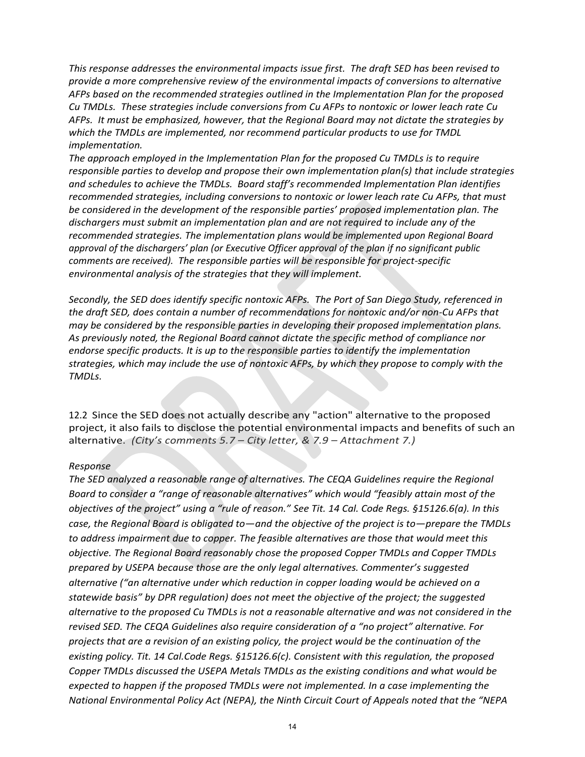*This response addresses the environmental impacts issue first. The draft SED has been revised to provide a more comprehensive review of the environmental impacts of conversions to alternative AFPs based on the recommended strategies outlined in the Implementation Plan for the proposed Cu TMDLs. These strategies include conversions from Cu AFPs to nontoxic or lower leach rate Cu AFPs. It must be emphasized, however, that the Regional Board may not dictate the strategies by which the TMDLs are implemented, nor recommend particular products to use for TMDL implementation.*

*The approach employed in the Implementation Plan for the proposed Cu TMDLs is to require responsible parties to develop and propose their own implementation plan(s) that include strategies and schedules to achieve the TMDLs. Board staff's recommended Implementation Plan identifies recommended strategies, including conversions to nontoxic or lower leach rate Cu AFPs, that must be considered in the development of the responsible parties' proposed implementation plan. The dischargers must submit an implementation plan and are not required to include any of the recommended strategies. The implementation plans would be implemented upon Regional Board approval of the dischargers' plan (or Executive Officer approval of the plan if no significant public comments are received). The responsible parties will be responsible for project-specific environmental analysis of the strategies that they will implement.*

*Secondly, the SED does identify specific nontoxic AFPs. The Port of San Diego Study, referenced in the draft SED, does contain a number of recommendations for nontoxic and/or non-Cu AFPs that may be considered by the responsible parties in developing their proposed implementation plans. As previously noted, the Regional Board cannot dictate the specific method of compliance nor endorse specific products. It is up to the responsible parties to identify the implementation strategies, which may include the use of nontoxic AFPs, by which they propose to comply with the TMDLs.*

12.2 Since the SED does not actually describe any "action" alternative to the proposed project, it also fails to disclose the potential environmental impacts and benefits of such an alternative. *(City's comments 5.7 – City letter, & 7.9 – Attachment 7.)*

*Response*

*The SED analyzed a reasonable range of alternatives. The CEQA Guidelines require the Regional Board to consider a "range of reasonable alternatives" which would "feasibly attain most of the objectives of the project" using a "rule of reason." See Tit. 14 Cal. Code Regs. §15126.6(a). In this case, the Regional Board is obligated to—and the objective of the project is to—prepare the TMDLs to address impairment due to copper. The feasible alternatives are those that would meet this objective. The Regional Board reasonably chose the proposed Copper TMDLs and Copper TMDLs prepared by USEPA because those are the only legal alternatives. Commenter's suggested alternative ("an alternative under which reduction in copper loading would be achieved on a statewide basis" by DPR regulation) does not meet the objective of the project; the suggested alternative to the proposed Cu TMDLs is not a reasonable alternative and was not considered in the revised SED. The CEQA Guidelines also require consideration of a "no project" alternative. For projects that are a revision of an existing policy, the project would be the continuation of the existing policy. Tit. 14 Cal.Code Regs. §15126.6(c). Consistent with this regulation, the proposed Copper TMDLs discussed the USEPA Metals TMDLs as the existing conditions and what would be expected to happen if the proposed TMDLs were not implemented. In a case implementing the National Environmental Policy Act (NEPA), the Ninth Circuit Court of Appeals noted that the "NEPA*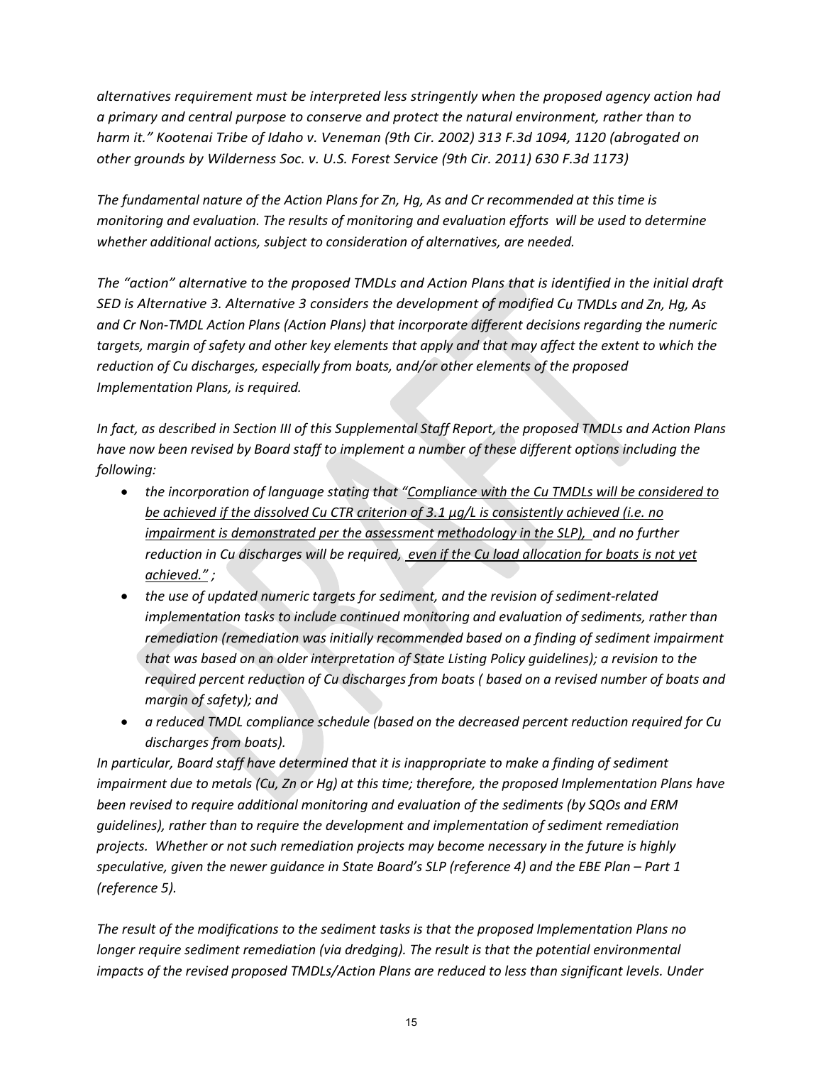*alternatives requirement must be interpreted less stringently when the proposed agency action had a primary and central purpose to conserve and protect the natural environment, rather than to harm it." Kootenai Tribe of Idaho v. Veneman (9th Cir. 2002) 313 F.3d 1094, 1120 (abrogated on other grounds by Wilderness Soc. v. U.S. Forest Service (9th Cir. 2011) 630 F.3d 1173)*

*The fundamental nature of the Action Plans for Zn, Hg, As and Cr recommended at this time is monitoring and evaluation. The results of monitoring and evaluation efforts will be used to determine whether additional actions, subject to consideration of alternatives, are needed.*

*The "action" alternative to the proposed TMDLs and Action Plans that is identified in the initial draft SED is Alternative 3. Alternative 3 considers the development of modified Cu TMDLs and Zn, Hg, As and Cr Non-TMDL Action Plans (Action Plans) that incorporate different decisions regarding the numeric targets, margin of safety and other key elements that apply and that may affect the extent to which the reduction of Cu discharges, especially from boats, and/or other elements of the proposed Implementation Plans, is required.*

*In fact, as described in Section III of this Supplemental Staff Report, the proposed TMDLs and Action Plans have now been revised by Board staff to implement a number of these different options including the following:*

- *the incorporation of language stating that "<u>Compliance with the Cu TMDLs will be considered to be achieved if the dissolved Cu CTR criterion of 3.1 µg/L is consistently achieved (i.e. no impairment is demonstrated per the assessment methodology in the SLP),</u> and no further reduction in Cu discharges will be required, <u>even if the Cu load allocation for boats is not yet achieved."</u> ;*
- *the use of updated numeric targets for sediment, and the revision of sediment-related implementation tasks to include continued monitoring and evaluation of sediments, rather than remediation (remediation was initially recommended based on a finding of sediment impairment that was based on an older interpretation of State Listing Policy guidelines); a revision to the required percent reduction of Cu discharges from boats ( based on a revised number of boats and margin of safety); and*
- *a reduced TMDL compliance schedule (based on the decreased percent reduction required for Cu discharges from boats).*

*In particular, Board staff have determined that it is inappropriate to make a finding of sediment impairment due to metals (Cu, Zn or Hg) at this time; therefore, the proposed Implementation Plans have been revised to require additional monitoring and evaluation of the sediments (by SQOs and ERM guidelines), rather than to require the development and implementation of sediment remediation projects. Whether or not such remediation projects may become necessary in the future is highly speculative, given the newer guidance in State Board's SLP (reference 4) and the EBE Plan – Part 1 (reference 5).*

*The result of the modifications to the sediment tasks is that the proposed Implementation Plans no longer require sediment remediation (via dredging). The result is that the potential environmental impacts of the revised proposed TMDLs/Action Plans are reduced to less than significant levels. Under*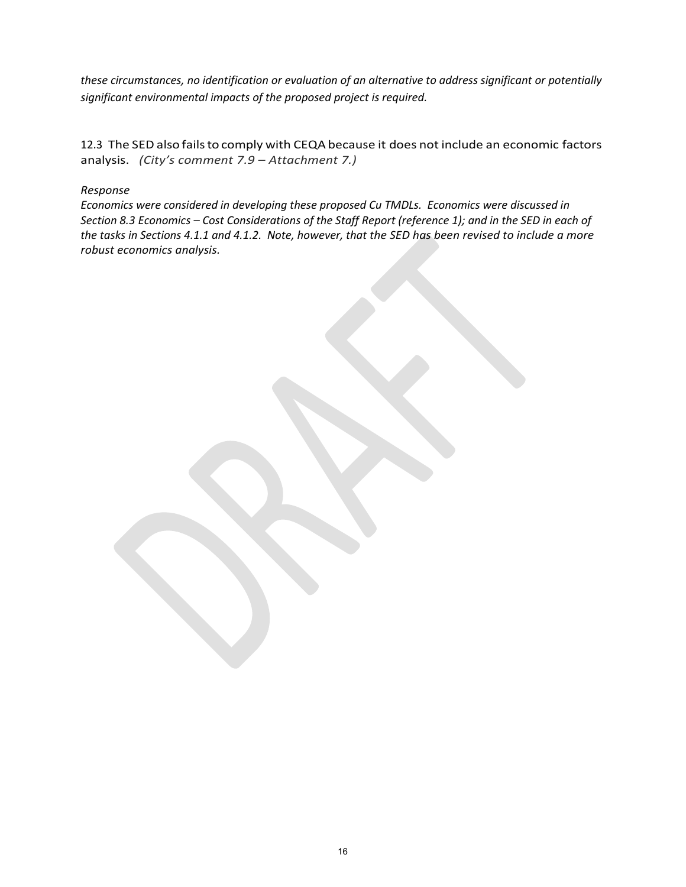*these circumstances, no identification or evaluation of an alternative to address significant or potentially significant environmental impacts of the proposed project is required.*

12.3 The SED also fails to comply with CEQA because it does not include an economic factors analysis. *(City's comment 7.9 – Attachment 7.)*

*Response*

*Economics were considered in developing these proposed Cu TMDLs. Economics were discussed in Section 8.3 Economics – Cost Considerations of the Staff Report (reference 1); and in the SED in each of the tasks in Sections 4.1.1 and 4.1.2. Note, however, that the SED has been revised to include a more robust economics analysis.*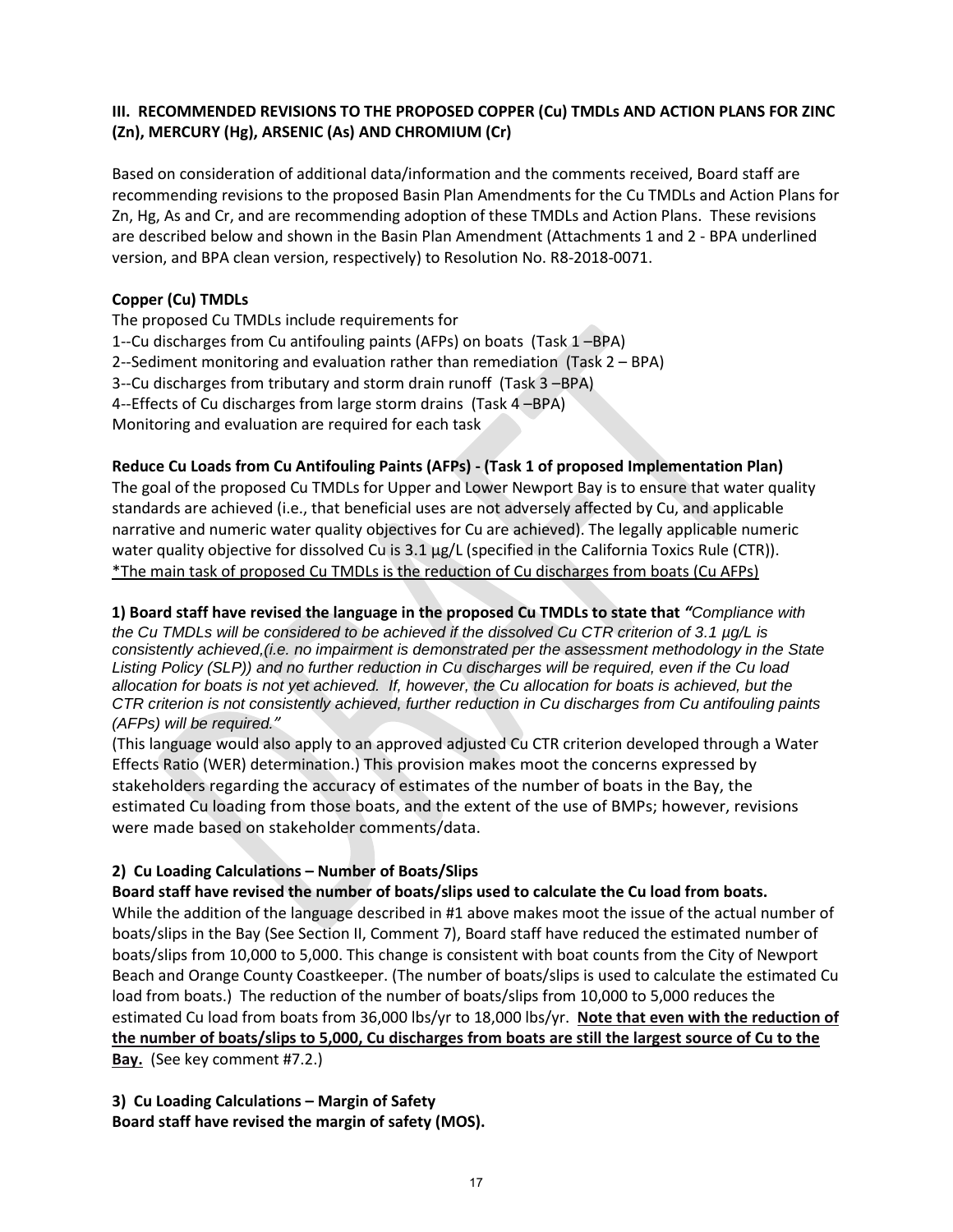**III. RECOMMENDED REVISIONS TO THE PROPOSED COPPER (Cu) TMDLs AND ACTION PLANS FOR ZINC (Zn), MERCURY (Hg), ARSENIC (As) AND CHROMIUM (Cr)**

Based on consideration of additional data/information and the comments received, Board staff are recommending revisions to the proposed Basin Plan Amendments for the Cu TMDLs and Action Plans for Zn, Hg, As and Cr, and are recommending adoption of these TMDLs and Action Plans. These revisions are described below and shown in the Basin Plan Amendment (Attachments 1 and 2 - BPA underlined version, and BPA clean version, respectively) to Resolution No. R8-2018-0071.

**Copper (Cu) TMDLs**

The proposed Cu TMDLs include requirements for

1--Cu discharges from Cu antifouling paints (AFPs) on boats (Task 1 –BPA)
2--Sediment monitoring and evaluation rather than remediation (Task 2 – BPA)
3--Cu discharges from tributary and storm drain runoff (Task 3 –BPA)
4--Effects of Cu discharges from large storm drains (Task 4 –BPA)
Monitoring and evaluation are required for each task

**Reduce Cu Loads from Cu Antifouling Paints (AFPs) - (Task 1 of proposed Implementation Plan)**

The goal of the proposed Cu TMDLs for Upper and Lower Newport Bay is to ensure that water quality standards are achieved (i.e., that beneficial uses are not adversely affected by Cu, and applicable narrative and numeric water quality objectives for Cu are achieved). The legally applicable numeric water quality objective for dissolved Cu is 3.1 µg/L (specified in the California Toxics Rule (CTR)).
<u>*The main task of proposed Cu TMDLs is the reduction of Cu discharges from boats (Cu AFPs)</u>

**1) Board staff have revised the language in the proposed Cu TMDLs to state that** *"Compliance with the Cu TMDLs will be considered to be achieved if the dissolved Cu CTR criterion of 3.1 µg/L is consistently achieved,(i.e. no impairment is demonstrated per the assessment methodology in the State Listing Policy (SLP)) and no further reduction in Cu discharges will be required, even if the Cu load allocation for boats is not yet achieved. If, however, the Cu allocation for boats is achieved, but the CTR criterion is not consistently achieved, further reduction in Cu discharges from Cu antifouling paints (AFPs) will be required."*

(This language would also apply to an approved adjusted Cu CTR criterion developed through a Water Effects Ratio (WER) determination.) This provision makes moot the concerns expressed by stakeholders regarding the accuracy of estimates of the number of boats in the Bay, the estimated Cu loading from those boats, and the extent of the use of BMPs; however, revisions were made based on stakeholder comments/data.

**2) Cu Loading Calculations – Number of Boats/Slips**

**Board staff have revised the number of boats/slips used to calculate the Cu load from boats.**
While the addition of the language described in #1 above makes moot the issue of the actual number of boats/slips in the Bay (See Section II, Comment 7), Board staff have reduced the estimated number of boats/slips from 10,000 to 5,000. This change is consistent with boat counts from the City of Newport Beach and Orange County Coastkeeper. (The number of boats/slips is used to calculate the estimated Cu load from boats.) The reduction of the number of boats/slips from 10,000 to 5,000 reduces the estimated Cu load from boats from 36,000 lbs/yr to 18,000 lbs/yr. <u>**Note that even with the reduction of the number of boats/slips to 5,000, Cu discharges from boats are still the largest source of Cu to the Bay.**</u> (See key comment #7.2.)

**3) Cu Loading Calculations – Margin of Safety**

**Board staff have revised the margin of safety (MOS).**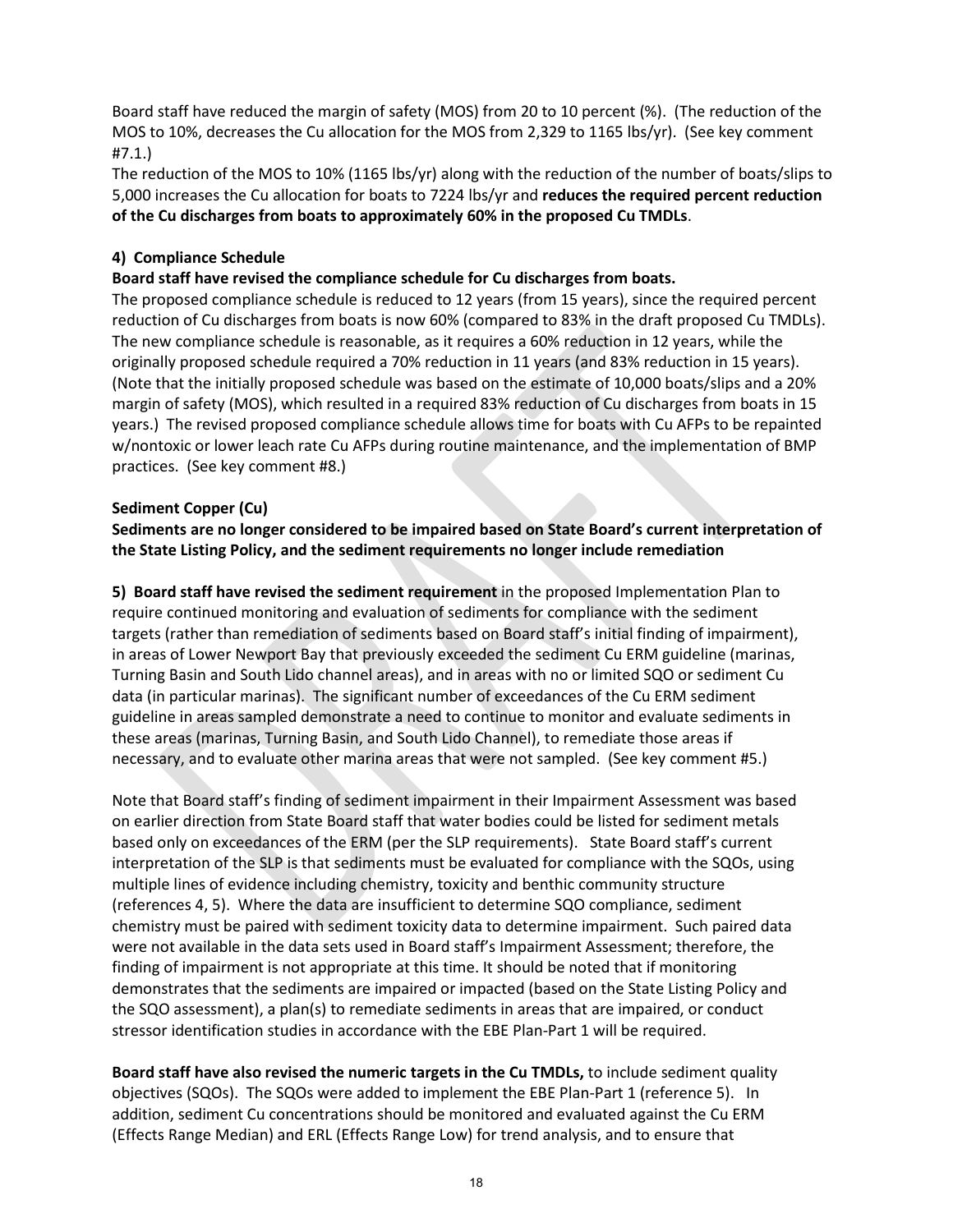Board staff have reduced the margin of safety (MOS) from 20 to 10 percent (%). (The reduction of the MOS to 10%, decreases the Cu allocation for the MOS from 2,329 to 1165 lbs/yr). (See key comment #7.1.)

The reduction of the MOS to 10% (1165 lbs/yr) along with the reduction of the number of boats/slips to 5,000 increases the Cu allocation for boats to 7224 lbs/yr and **reduces the required percent reduction of the Cu discharges from boats to approximately 60% in the proposed Cu TMDLs**.

**4) Compliance Schedule**

**Board staff have revised the compliance schedule for Cu discharges from boats.**

The proposed compliance schedule is reduced to 12 years (from 15 years), since the required percent reduction of Cu discharges from boats is now 60% (compared to 83% in the draft proposed Cu TMDLs). The new compliance schedule is reasonable, as it requires a 60% reduction in 12 years, while the originally proposed schedule required a 70% reduction in 11 years (and 83% reduction in 15 years). (Note that the initially proposed schedule was based on the estimate of 10,000 boats/slips and a 20% margin of safety (MOS), which resulted in a required 83% reduction of Cu discharges from boats in 15 years.) The revised proposed compliance schedule allows time for boats with Cu AFPs to be repainted w/nontoxic or lower leach rate Cu AFPs during routine maintenance, and the implementation of BMP practices. (See key comment #8.)

**Sediment Copper (Cu)**

**Sediments are no longer considered to be impaired based on State Board's current interpretation of the State Listing Policy, and the sediment requirements no longer include remediation**

**5) Board staff have revised the sediment requirement** in the proposed Implementation Plan to require continued monitoring and evaluation of sediments for compliance with the sediment targets (rather than remediation of sediments based on Board staff's initial finding of impairment), in areas of Lower Newport Bay that previously exceeded the sediment Cu ERM guideline (marinas, Turning Basin and South Lido channel areas), and in areas with no or limited SQO or sediment Cu data (in particular marinas). The significant number of exceedances of the Cu ERM sediment guideline in areas sampled demonstrate a need to continue to monitor and evaluate sediments in these areas (marinas, Turning Basin, and South Lido Channel), to remediate those areas if necessary, and to evaluate other marina areas that were not sampled. (See key comment #5.)

Note that Board staff's finding of sediment impairment in their Impairment Assessment was based on earlier direction from State Board staff that water bodies could be listed for sediment metals based only on exceedances of the ERM (per the SLP requirements). State Board staff's current interpretation of the SLP is that sediments must be evaluated for compliance with the SQOs, using multiple lines of evidence including chemistry, toxicity and benthic community structure (references 4, 5). Where the data are insufficient to determine SQO compliance, sediment chemistry must be paired with sediment toxicity data to determine impairment. Such paired data were not available in the data sets used in Board staff's Impairment Assessment; therefore, the finding of impairment is not appropriate at this time. It should be noted that if monitoring demonstrates that the sediments are impaired or impacted (based on the State Listing Policy and the SQO assessment), a plan(s) to remediate sediments in areas that are impaired, or conduct stressor identification studies in accordance with the EBE Plan-Part 1 will be required.

**Board staff have also revised the numeric targets in the Cu TMDLs,** to include sediment quality objectives (SQOs). The SQOs were added to implement the EBE Plan-Part 1 (reference 5). In addition, sediment Cu concentrations should be monitored and evaluated against the Cu ERM (Effects Range Median) and ERL (Effects Range Low) for trend analysis, and to ensure that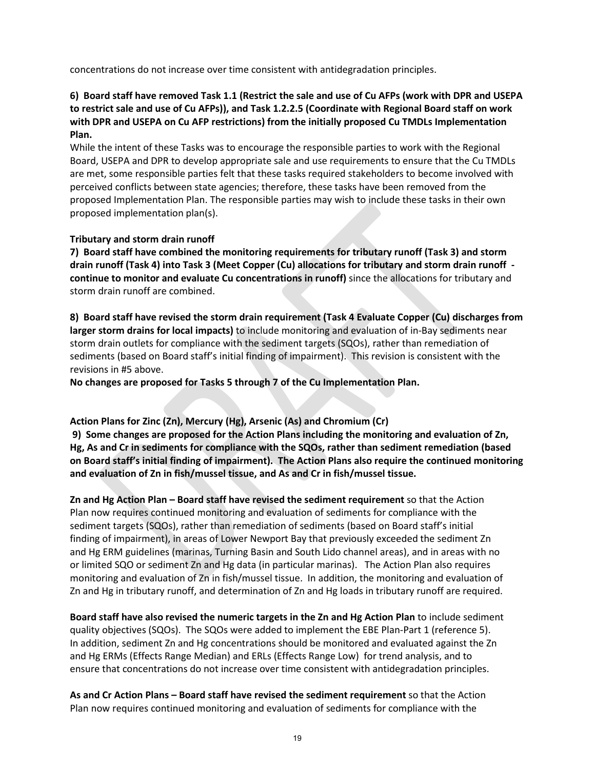concentrations do not increase over time consistent with antidegradation principles.

**6) Board staff have removed Task 1.1 (Restrict the sale and use of Cu AFPs (work with DPR and USEPA to restrict sale and use of Cu AFPs)), and Task 1.2.2.5 (Coordinate with Regional Board staff on work with DPR and USEPA on Cu AFP restrictions) from the initially proposed Cu TMDLs Implementation Plan.**

While the intent of these Tasks was to encourage the responsible parties to work with the Regional Board, USEPA and DPR to develop appropriate sale and use requirements to ensure that the Cu TMDLs are met, some responsible parties felt that these tasks required stakeholders to become involved with perceived conflicts between state agencies; therefore, these tasks have been removed from the proposed Implementation Plan. The responsible parties may wish to include these tasks in their own proposed implementation plan(s).

**Tributary and storm drain runoff**

**7) Board staff have combined the monitoring requirements for tributary runoff (Task 3) and storm drain runoff (Task 4) into Task 3 (Meet Copper (Cu) allocations for tributary and storm drain runoff - continue to monitor and evaluate Cu concentrations in runoff)** since the allocations for tributary and storm drain runoff are combined.

**8) Board staff have revised the storm drain requirement (Task 4 Evaluate Copper (Cu) discharges from larger storm drains for local impacts)** to include monitoring and evaluation of in-Bay sediments near storm drain outlets for compliance with the sediment targets (SQOs), rather than remediation of sediments (based on Board staff's initial finding of impairment). This revision is consistent with the revisions in #5 above.

**No changes are proposed for Tasks 5 through 7 of the Cu Implementation Plan.**

**Action Plans for Zinc (Zn), Mercury (Hg), Arsenic (As) and Chromium (Cr)**

**9) Some changes are proposed for the Action Plans including the monitoring and evaluation of Zn, Hg, As and Cr in sediments for compliance with the SQOs, rather than sediment remediation (based on Board staff's initial finding of impairment). The Action Plans also require the continued monitoring and evaluation of Zn in fish/mussel tissue, and As and Cr in fish/mussel tissue.**

**Zn and Hg Action Plan – Board staff have revised the sediment requirement** so that the Action Plan now requires continued monitoring and evaluation of sediments for compliance with the sediment targets (SQOs), rather than remediation of sediments (based on Board staff's initial finding of impairment), in areas of Lower Newport Bay that previously exceeded the sediment Zn and Hg ERM guidelines (marinas, Turning Basin and South Lido channel areas), and in areas with no or limited SQO or sediment Zn and Hg data (in particular marinas). The Action Plan also requires monitoring and evaluation of Zn in fish/mussel tissue. In addition, the monitoring and evaluation of Zn and Hg in tributary runoff, and determination of Zn and Hg loads in tributary runoff are required.

**Board staff have also revised the numeric targets in the Zn and Hg Action Plan** to include sediment quality objectives (SQOs). The SQOs were added to implement the EBE Plan-Part 1 (reference 5). In addition, sediment Zn and Hg concentrations should be monitored and evaluated against the Zn and Hg ERMs (Effects Range Median) and ERLs (Effects Range Low) for trend analysis, and to ensure that concentrations do not increase over time consistent with antidegradation principles.

**As and Cr Action Plans – Board staff have revised the sediment requirement** so that the Action Plan now requires continued monitoring and evaluation of sediments for compliance with the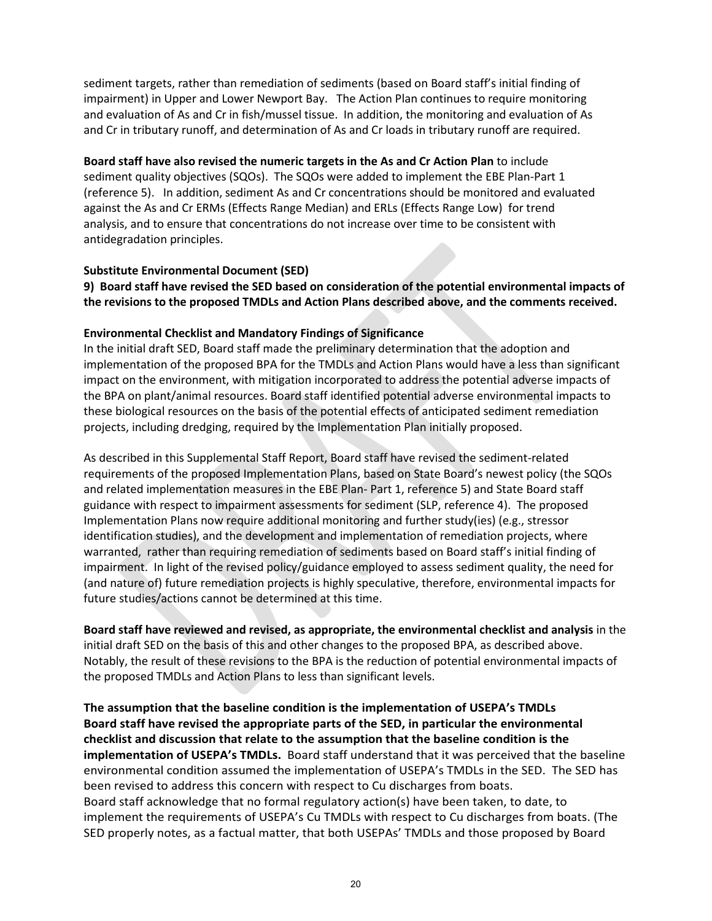sediment targets, rather than remediation of sediments (based on Board staff's initial finding of impairment) in Upper and Lower Newport Bay. The Action Plan continues to require monitoring and evaluation of As and Cr in fish/mussel tissue. In addition, the monitoring and evaluation of As and Cr in tributary runoff, and determination of As and Cr loads in tributary runoff are required.

**Board staff have also revised the numeric targets in the As and Cr Action Plan** to include sediment quality objectives (SQOs). The SQOs were added to implement the EBE Plan-Part 1 (reference 5). In addition, sediment As and Cr concentrations should be monitored and evaluated against the As and Cr ERMs (Effects Range Median) and ERLs (Effects Range Low) for trend analysis, and to ensure that concentrations do not increase over time to be consistent with antidegradation principles.

**Substitute Environmental Document (SED)**

**9) Board staff have revised the SED based on consideration of the potential environmental impacts of the revisions to the proposed TMDLs and Action Plans described above, and the comments received.**

**Environmental Checklist and Mandatory Findings of Significance**

In the initial draft SED, Board staff made the preliminary determination that the adoption and implementation of the proposed BPA for the TMDLs and Action Plans would have a less than significant impact on the environment, with mitigation incorporated to address the potential adverse impacts of the BPA on plant/animal resources. Board staff identified potential adverse environmental impacts to these biological resources on the basis of the potential effects of anticipated sediment remediation projects, including dredging, required by the Implementation Plan initially proposed.

As described in this Supplemental Staff Report, Board staff have revised the sediment-related requirements of the proposed Implementation Plans, based on State Board's newest policy (the SQOs and related implementation measures in the EBE Plan- Part 1, reference 5) and State Board staff guidance with respect to impairment assessments for sediment (SLP, reference 4). The proposed Implementation Plans now require additional monitoring and further study(ies) (e.g., stressor identification studies), and the development and implementation of remediation projects, where warranted, rather than requiring remediation of sediments based on Board staff's initial finding of impairment. In light of the revised policy/guidance employed to assess sediment quality, the need for (and nature of) future remediation projects is highly speculative, therefore, environmental impacts for future studies/actions cannot be determined at this time.

**Board staff have reviewed and revised, as appropriate, the environmental checklist and analysis** in the initial draft SED on the basis of this and other changes to the proposed BPA, as described above. Notably, the result of these revisions to the BPA is the reduction of potential environmental impacts of the proposed TMDLs and Action Plans to less than significant levels.

**The assumption that the baseline condition is the implementation of USEPA's TMDLs**

**Board staff have revised the appropriate parts of the SED, in particular the environmental checklist and discussion that relate to the assumption that the baseline condition is the implementation of USEPA's TMDLs.** Board staff understand that it was perceived that the baseline environmental condition assumed the implementation of USEPA's TMDLs in the SED. The SED has been revised to address this concern with respect to Cu discharges from boats.

Board staff acknowledge that no formal regulatory action(s) have been taken, to date, to implement the requirements of USEPA's Cu TMDLs with respect to Cu discharges from boats. (The SED properly notes, as a factual matter, that both USEPAs' TMDLs and those proposed by Board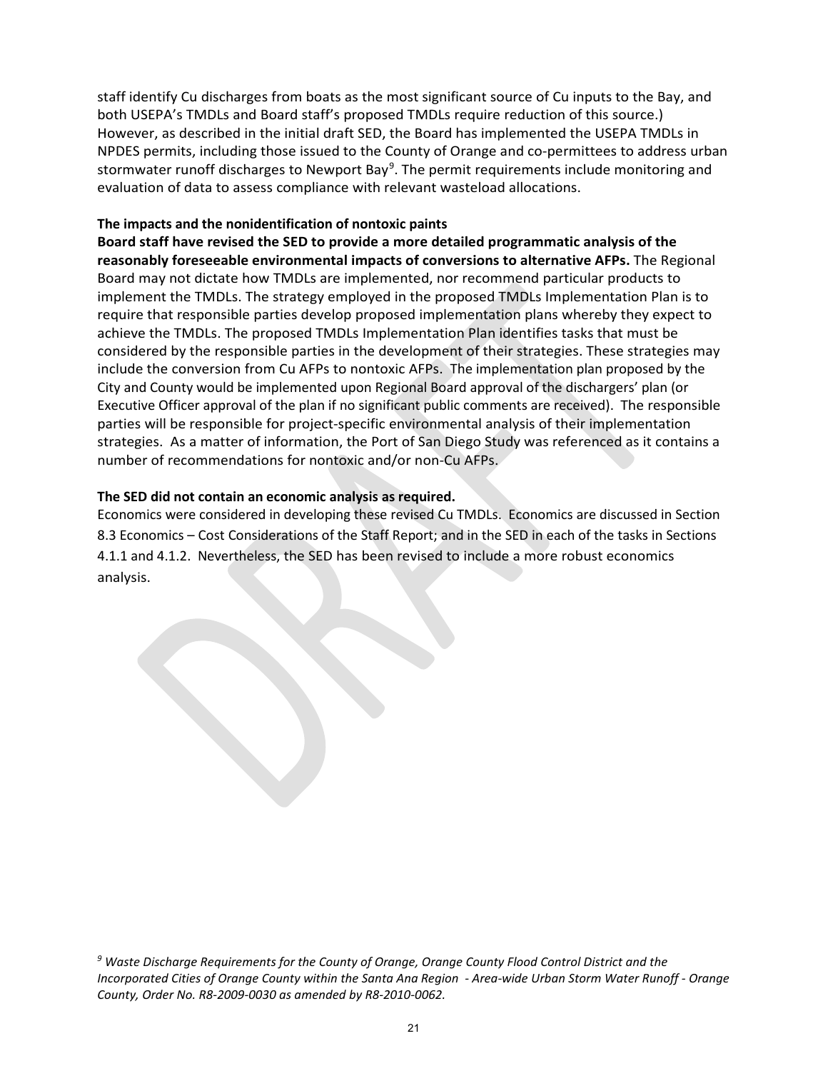staff identify Cu discharges from boats as the most significant source of Cu inputs to the Bay, and both USEPA's TMDLs and Board staff's proposed TMDLs require reduction of this source.) However, as described in the initial draft SED, the Board has implemented the USEPA TMDLs in NPDES permits, including those issued to the County of Orange and co-permittees to address urban stormwater runoff discharges to Newport Bay[9]. The permit requirements include monitoring and evaluation of data to assess compliance with relevant wasteload allocations.

**The impacts and the nonidentification of nontoxic paints**

**Board staff have revised the SED to provide a more detailed programmatic analysis of the reasonably foreseeable environmental impacts of conversions to alternative AFPs.** The Regional Board may not dictate how TMDLs are implemented, nor recommend particular products to implement the TMDLs. The strategy employed in the proposed TMDLs Implementation Plan is to require that responsible parties develop proposed implementation plans whereby they expect to achieve the TMDLs. The proposed TMDLs Implementation Plan identifies tasks that must be considered by the responsible parties in the development of their strategies. These strategies may include the conversion from Cu AFPs to nontoxic AFPs. The implementation plan proposed by the City and County would be implemented upon Regional Board approval of the dischargers' plan (or Executive Officer approval of the plan if no significant public comments are received). The responsible parties will be responsible for project-specific environmental analysis of their implementation strategies. As a matter of information, the Port of San Diego Study was referenced as it contains a number of recommendations for nontoxic and/or non-Cu AFPs.

**The SED did not contain an economic analysis as required.**

Economics were considered in developing these revised Cu TMDLs. Economics are discussed in Section 8.3 Economics – Cost Considerations of the Staff Report; and in the SED in each of the tasks in Sections 4.1.1 and 4.1.2. Nevertheless, the SED has been revised to include a more robust economics analysis.

[9] *Waste Discharge Requirements for the County of Orange, Orange County Flood Control District and the Incorporated Cities of Orange County within the Santa Ana Region - Area-wide Urban Storm Water Runoff - Orange County, Order No. R8-2009-0030 as amended by R8-2010-0062.*